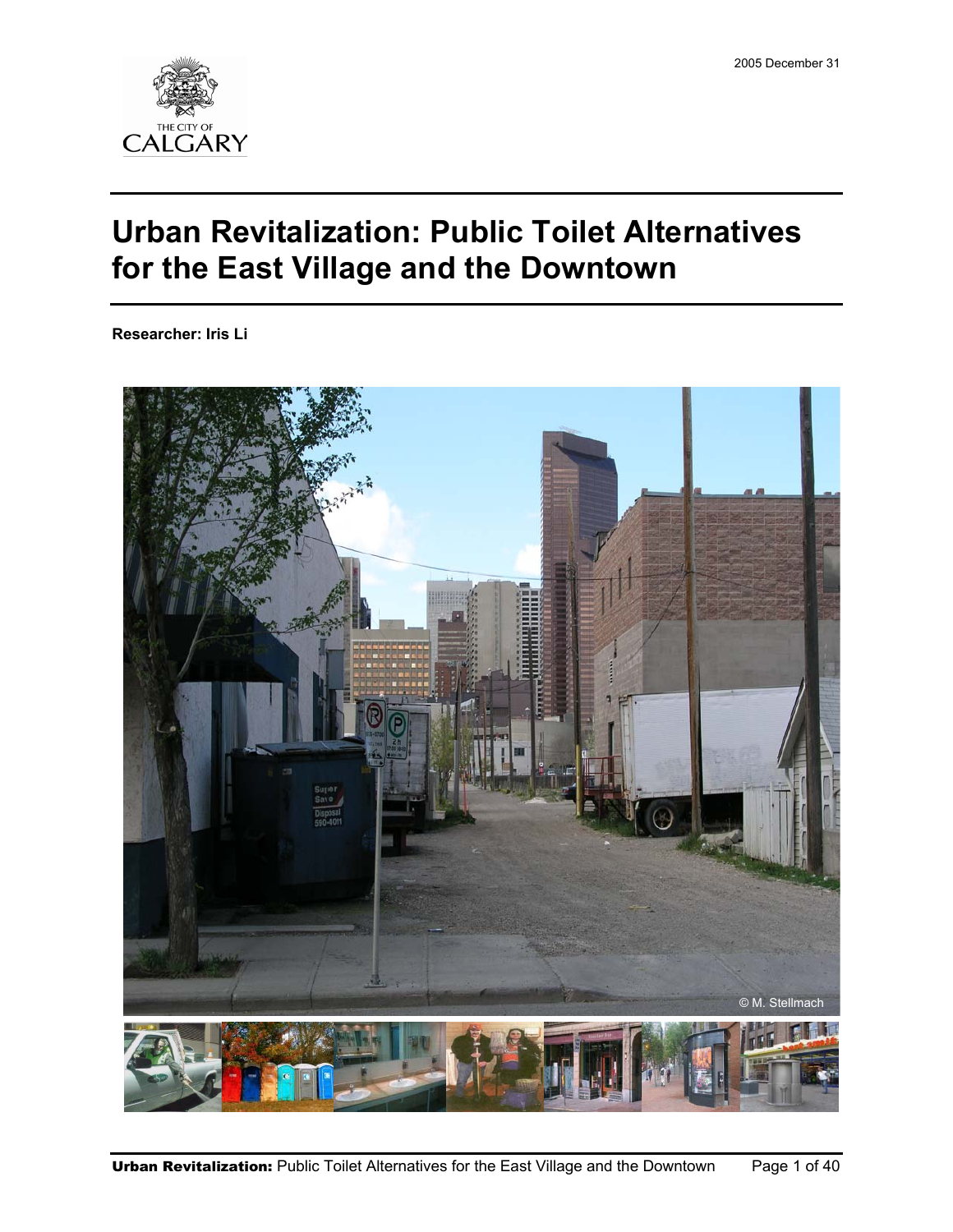2005 December 31

# Urban Revitalization: Public Toilet Alternatives for the East Village and the Downtown

**Researcher: Iris Li**

© M. Stellmach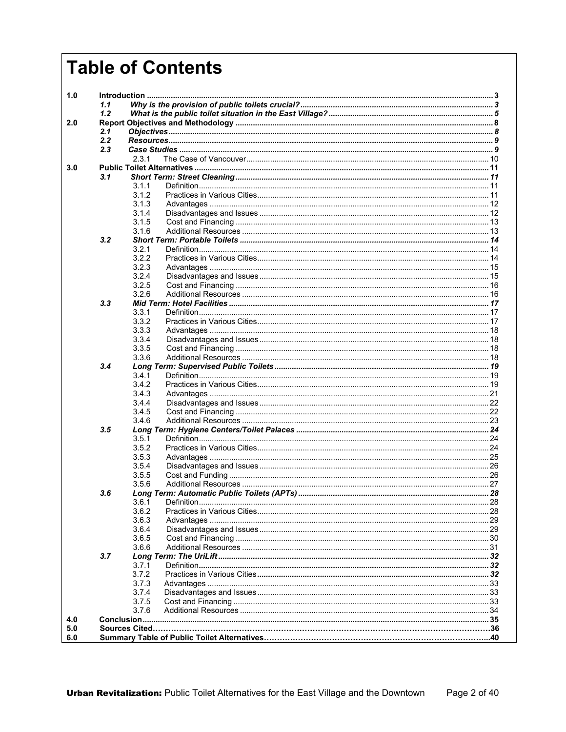# Table of Contents

| | | | |
|---|---|---|---|
| 1.0 | Introduction | | 3 |
| | *1.1* | *Why is the provision of public toilets crucial?* | *3* |
| | *1.2* | *What is the public toilet situation in the East Village?* | *5* |
| 2.0 | Report Objectives and Methodology | | 8 |
| | *2.1* | *Objectives* | *8* |
| | *2.2* | *Resources* | *9* |
| | *2.3* | *Case Studies* | *9* |
| | | 2.3.1 The Case of Vancouver | 10 |
| 3.0 | Public Toilet Alternatives | | 11 |
| | *3.1* | *Short Term: Street Cleaning* | *11* |
| | | 3.1.1 Definition | 11 |
| | | 3.1.2 Practices in Various Cities | 11 |
| | | 3.1.3 Advantages | 12 |
| | | 3.1.4 Disadvantages and Issues | 12 |
| | | 3.1.5 Cost and Financing | 13 |
| | | 3.1.6 Additional Resources | 13 |
| | *3.2* | *Short Term: Portable Toilets* | *14* |
| | | 3.2.1 Definition | 14 |
| | | 3.2.2 Practices in Various Cities | 14 |
| | | 3.2.3 Advantages | 15 |
| | | 3.2.4 Disadvantages and Issues | 15 |
| | | 3.2.5 Cost and Financing | 16 |
| | | 3.2.6 Additional Resources | 16 |
| | *3.3* | *Mid Term: Hotel Facilities* | *17* |
| | | 3.3.1 Definition | 17 |
| | | 3.3.2 Practices in Various Cities | 17 |
| | | 3.3.3 Advantages | 18 |
| | | 3.3.4 Disadvantages and Issues | 18 |
| | | 3.3.5 Cost and Financing | 18 |
| | | 3.3.6 Additional Resources | 18 |
| | *3.4* | *Long Term: Supervised Public Toilets* | *19* |
| | | 3.4.1 Definition | 19 |
| | | 3.4.2 Practices in Various Cities | 19 |
| | | 3.4.3 Advantages | 21 |
| | | 3.4.4 Disadvantages and Issues | 22 |
| | | 3.4.5 Cost and Financing | 22 |
| | | 3.4.6 Additional Resources | 23 |
| | *3.5* | *Long Term: Hygiene Centers/Toilet Palaces* | *24* |
| | | 3.5.1 Definition | 24 |
| | | 3.5.2 Practices in Various Cities | 24 |
| | | 3.5.3 Advantages | 25 |
| | | 3.5.4 Disadvantages and Issues | 26 |
| | | 3.5.5 Cost and Funding | 26 |
| | | 3.5.6 Additional Resources | 27 |
| | *3.6* | *Long Term: Automatic Public Toilets (APTs)* | *28* |
| | | 3.6.1 Definition | 28 |
| | | 3.6.2 Practices in Various Cities | 28 |
| | | 3.6.3 Advantages | 29 |
| | | 3.6.4 Disadvantages and Issues | 29 |
| | | 3.6.5 Cost and Financing | 30 |
| | | 3.6.6 Additional Resources | 31 |
| | *3.7* | *Long Term: The UriLift* | *32* |
| | | 3.7.1 Definition | 32 |
| | | 3.7.2 Practices in Various Cities | 32 |
| | | 3.7.3 Advantages | 33 |
| | | 3.7.4 Disadvantages and Issues | 33 |
| | | 3.7.5 Cost and Financing | 33 |
| | | 3.7.6 Additional Resources | 34 |
| 4.0 | Conclusion | | 35 |
| 5.0 | Sources Cited | | 36 |
| 6.0 | Summary Table of Public Toilet Alternatives | | 40 |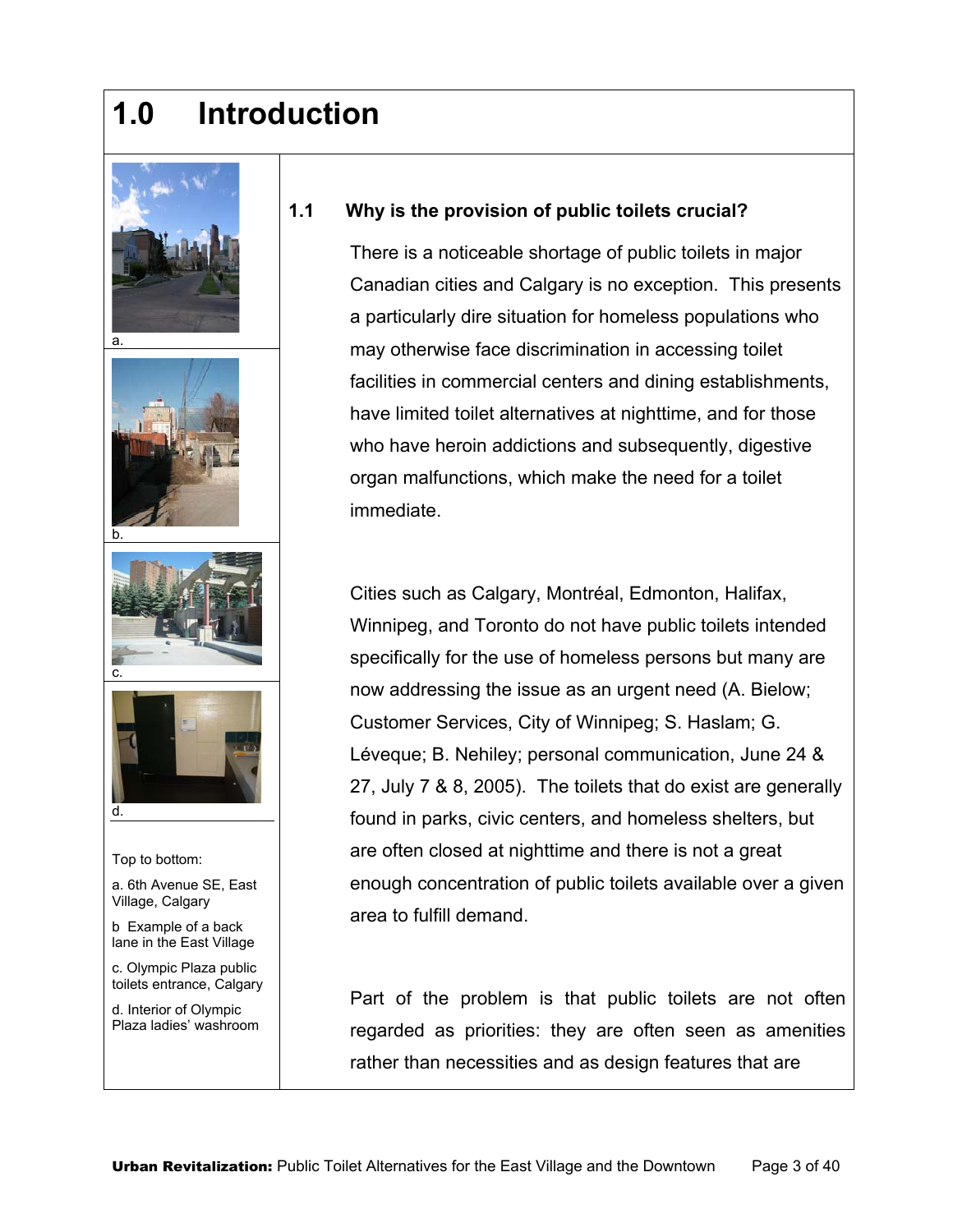# 1.0 Introduction

a.

b.

c.

d.

Top to bottom:

a. 6th Avenue SE, East Village, Calgary

b Example of a back lane in the East Village

c. Olympic Plaza public toilets entrance, Calgary

d. Interior of Olympic Plaza ladies' washroom

## 1.1 Why is the provision of public toilets crucial?

There is a noticeable shortage of public toilets in major Canadian cities and Calgary is no exception. This presents a particularly dire situation for homeless populations who may otherwise face discrimination in accessing toilet facilities in commercial centers and dining establishments, have limited toilet alternatives at nighttime, and for those who have heroin addictions and subsequently, digestive organ malfunctions, which make the need for a toilet immediate.

Cities such as Calgary, Montréal, Edmonton, Halifax, Winnipeg, and Toronto do not have public toilets intended specifically for the use of homeless persons but many are now addressing the issue as an urgent need (A. Bielow; Customer Services, City of Winnipeg; S. Haslam; G. Léveque; B. Nehiley; personal communication, June 24 & 27, July 7 & 8, 2005). The toilets that do exist are generally found in parks, civic centers, and homeless shelters, but are often closed at nighttime and there is not a great enough concentration of public toilets available over a given area to fulfill demand.

Part of the problem is that public toilets are not often regarded as priorities: they are often seen as amenities rather than necessities and as design features that are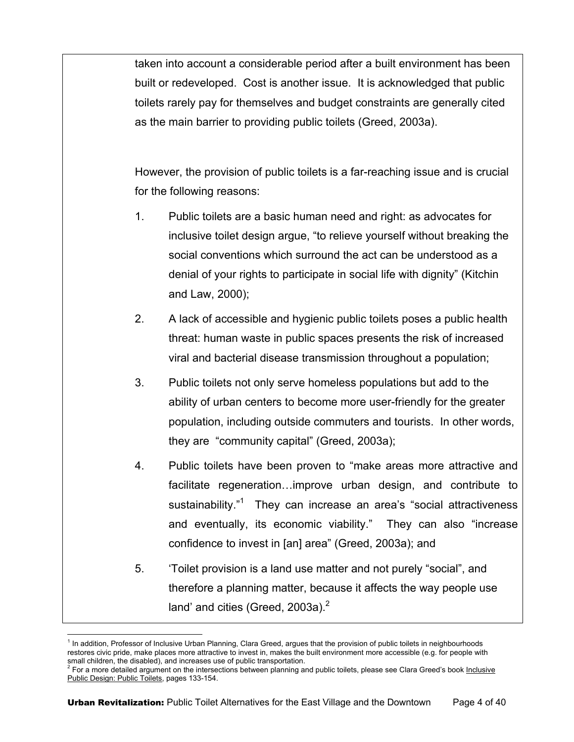taken into account a considerable period after a built environment has been built or redeveloped. Cost is another issue. It is acknowledged that public toilets rarely pay for themselves and budget constraints are generally cited as the main barrier to providing public toilets (Greed, 2003a).

However, the provision of public toilets is a far-reaching issue and is crucial for the following reasons:

1. Public toilets are a basic human need and right: as advocates for inclusive toilet design argue, "to relieve yourself without breaking the social conventions which surround the act can be understood as a denial of your rights to participate in social life with dignity" (Kitchin and Law, 2000);
2. A lack of accessible and hygienic public toilets poses a public health threat: human waste in public spaces presents the risk of increased viral and bacterial disease transmission throughout a population;
3. Public toilets not only serve homeless populations but add to the ability of urban centers to become more user-friendly for the greater population, including outside commuters and tourists. In other words, they are "community capital" (Greed, 2003a);
4. Public toilets have been proven to "make areas more attractive and facilitate regeneration…improve urban design, and contribute to sustainability."[1] They can increase an area's "social attractiveness and eventually, its economic viability." They can also "increase confidence to invest in [an] area" (Greed, 2003a); and
5. 'Toilet provision is a land use matter and not purely "social", and therefore a planning matter, because it affects the way people use land' and cities (Greed, 2003a).[2]

---

[1] In addition, Professor of Inclusive Urban Planning, Clara Greed, argues that the provision of public toilets in neighbourhoods restores civic pride, make places more attractive to invest in, makes the built environment more accessible (e.g. for people with small children, the disabled), and increases use of public transportation.

[2] For a more detailed argument on the intersections between planning and public toilets, please see Clara Greed's book Inclusive Public Design: Public Toilets, pages 133-154.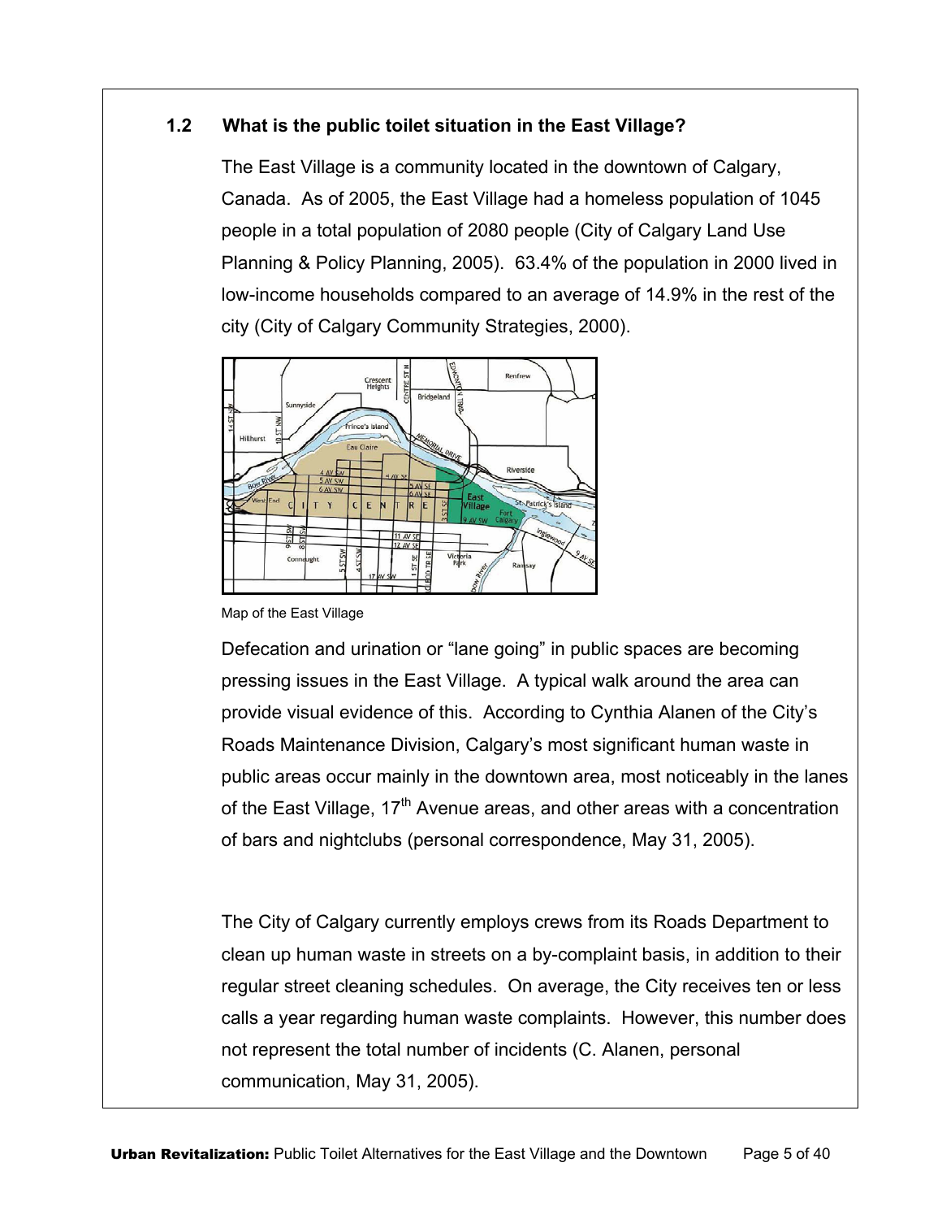## 1.2 What is the public toilet situation in the East Village?

The East Village is a community located in the downtown of Calgary, Canada. As of 2005, the East Village had a homeless population of 1045 people in a total population of 2080 people (City of Calgary Land Use Planning & Policy Planning, 2005). 63.4% of the population in 2000 lived in low-income households compared to an average of 14.9% in the rest of the city (City of Calgary Community Strategies, 2000).

Map of the East Village

Defecation and urination or "lane going" in public spaces are becoming pressing issues in the East Village. A typical walk around the area can provide visual evidence of this. According to Cynthia Alanen of the City's Roads Maintenance Division, Calgary's most significant human waste in public areas occur mainly in the downtown area, most noticeably in the lanes of the East Village, 17th Avenue areas, and other areas with a concentration of bars and nightclubs (personal correspondence, May 31, 2005).

The City of Calgary currently employs crews from its Roads Department to clean up human waste in streets on a by-complaint basis, in addition to their regular street cleaning schedules. On average, the City receives ten or less calls a year regarding human waste complaints. However, this number does not represent the total number of incidents (C. Alanen, personal communication, May 31, 2005).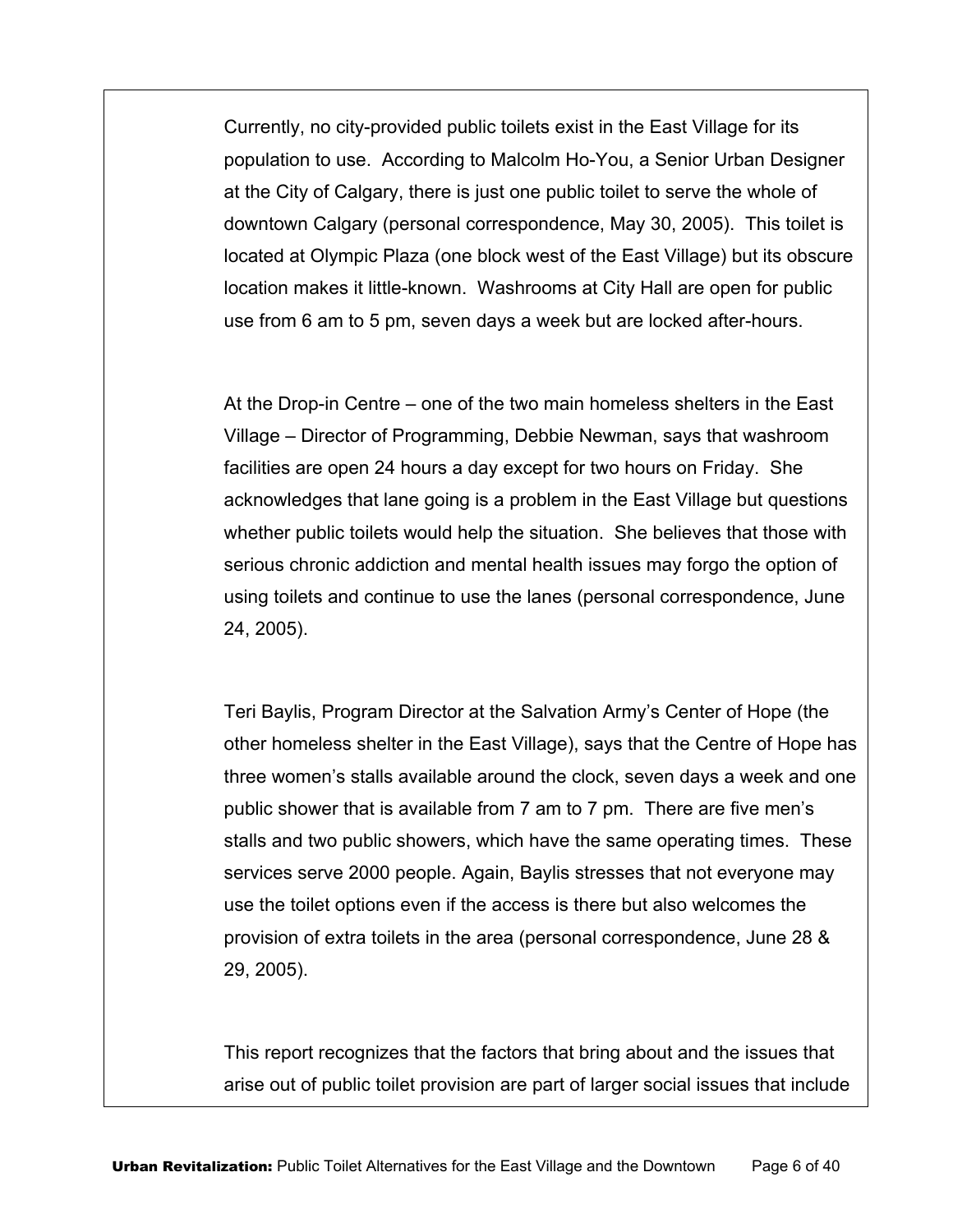Currently, no city-provided public toilets exist in the East Village for its population to use. According to Malcolm Ho-You, a Senior Urban Designer at the City of Calgary, there is just one public toilet to serve the whole of downtown Calgary (personal correspondence, May 30, 2005). This toilet is located at Olympic Plaza (one block west of the East Village) but its obscure location makes it little-known. Washrooms at City Hall are open for public use from 6 am to 5 pm, seven days a week but are locked after-hours.

At the Drop-in Centre – one of the two main homeless shelters in the East Village – Director of Programming, Debbie Newman, says that washroom facilities are open 24 hours a day except for two hours on Friday. She acknowledges that lane going is a problem in the East Village but questions whether public toilets would help the situation. She believes that those with serious chronic addiction and mental health issues may forgo the option of using toilets and continue to use the lanes (personal correspondence, June 24, 2005).

Teri Baylis, Program Director at the Salvation Army's Center of Hope (the other homeless shelter in the East Village), says that the Centre of Hope has three women's stalls available around the clock, seven days a week and one public shower that is available from 7 am to 7 pm. There are five men's stalls and two public showers, which have the same operating times. These services serve 2000 people. Again, Baylis stresses that not everyone may use the toilet options even if the access is there but also welcomes the provision of extra toilets in the area (personal correspondence, June 28 & 29, 2005).

This report recognizes that the factors that bring about and the issues that arise out of public toilet provision are part of larger social issues that include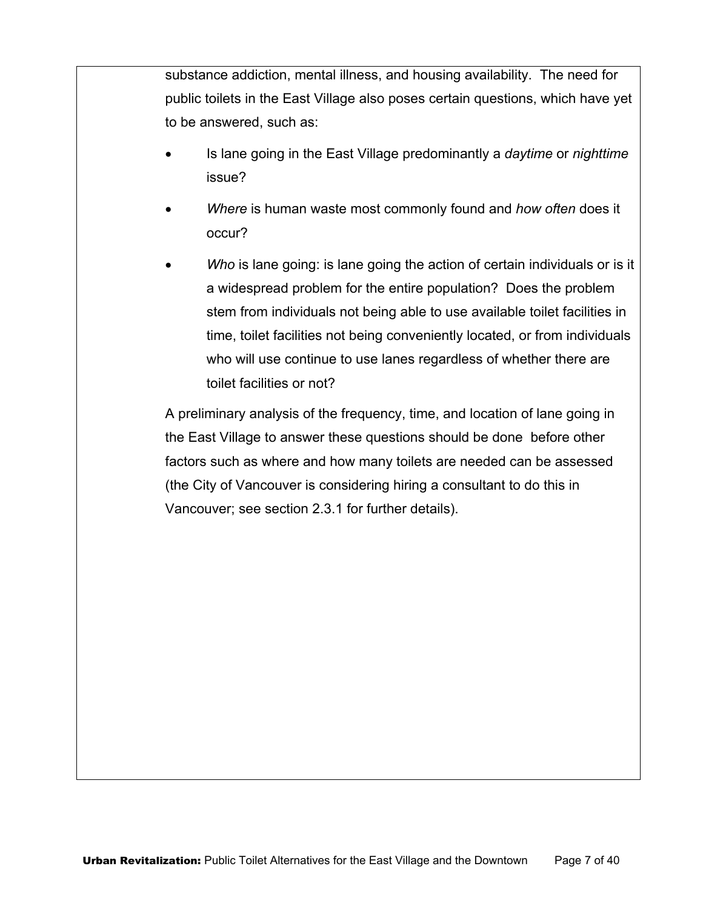substance addiction, mental illness, and housing availability.  The need for public toilets in the East Village also poses certain questions, which have yet to be answered, such as:

- Is lane going in the East Village predominantly a *daytime* or *nighttime* issue?
- *Where* is human waste most commonly found and *how often* does it occur?
- *Who* is lane going: is lane going the action of certain individuals or is it a widespread problem for the entire population?  Does the problem stem from individuals not being able to use available toilet facilities in time, toilet facilities not being conveniently located, or from individuals who will use continue to use lanes regardless of whether there are toilet facilities or not?

A preliminary analysis of the frequency, time, and location of lane going in the East Village to answer these questions should be done  before other factors such as where and how many toilets are needed can be assessed (the City of Vancouver is considering hiring a consultant to do this in Vancouver; see section 2.3.1 for further details).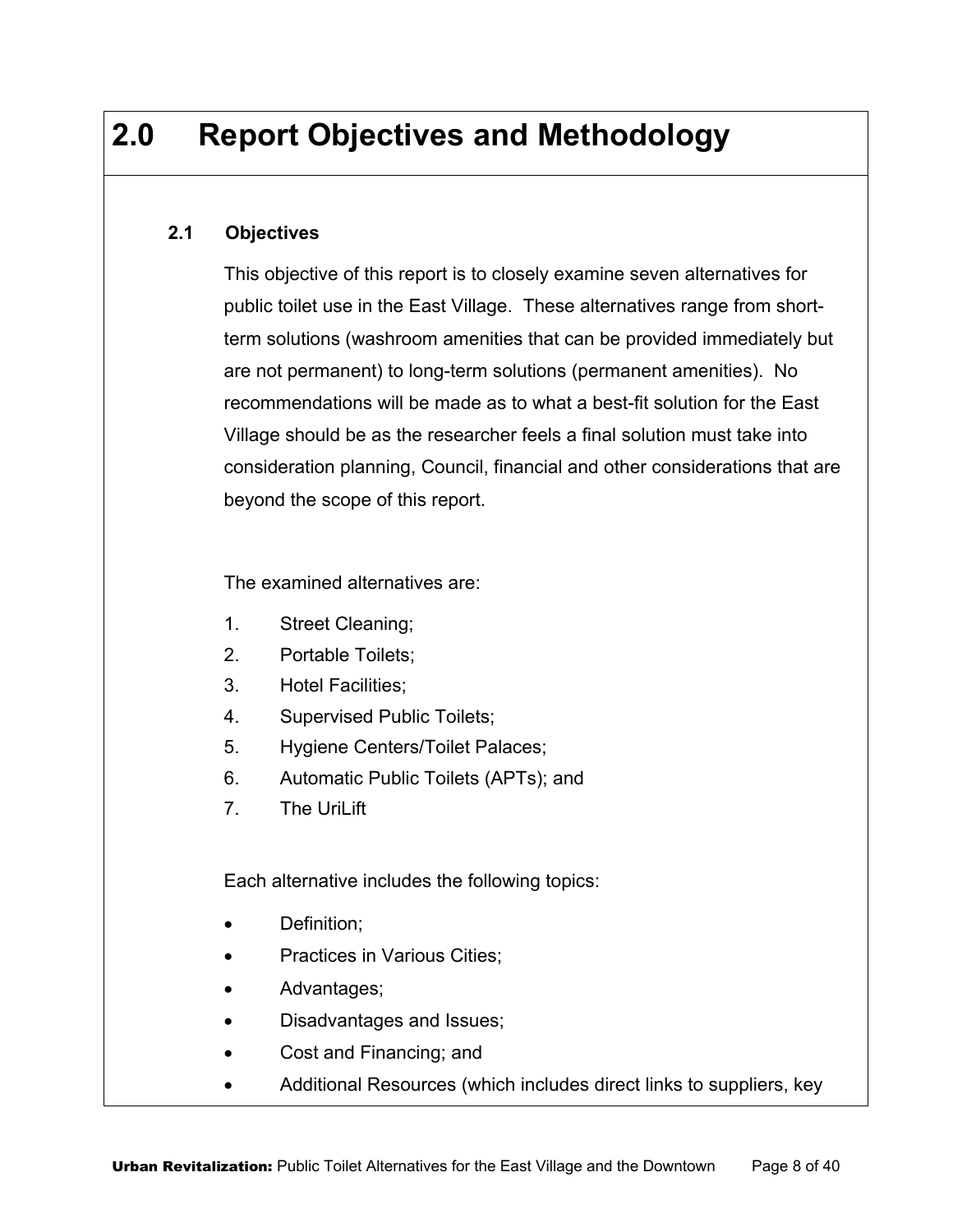# 2.0 Report Objectives and Methodology

## 2.1 Objectives

This objective of this report is to closely examine seven alternatives for public toilet use in the East Village. These alternatives range from short-term solutions (washroom amenities that can be provided immediately but are not permanent) to long-term solutions (permanent amenities). No recommendations will be made as to what a best-fit solution for the East Village should be as the researcher feels a final solution must take into consideration planning, Council, financial and other considerations that are beyond the scope of this report.

The examined alternatives are:

1. Street Cleaning;
2. Portable Toilets;
3. Hotel Facilities;
4. Supervised Public Toilets;
5. Hygiene Centers/Toilet Palaces;
6. Automatic Public Toilets (APTs); and
7. The UriLift

Each alternative includes the following topics:

- Definition;
- Practices in Various Cities;
- Advantages;
- Disadvantages and Issues;
- Cost and Financing; and
- Additional Resources (which includes direct links to suppliers, key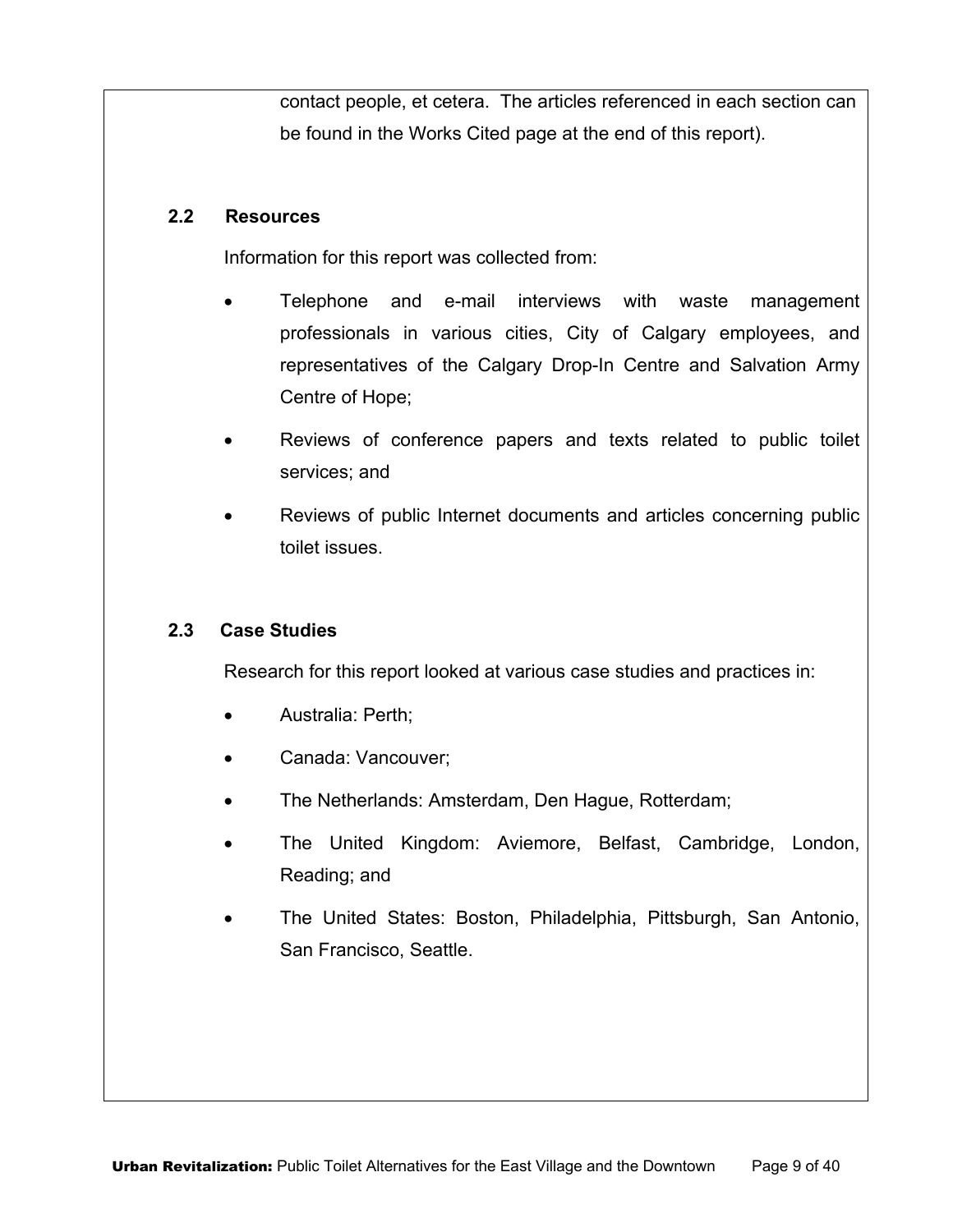contact people, et cetera. The articles referenced in each section can be found in the Works Cited page at the end of this report).

### 2.2 Resources

Information for this report was collected from:

- Telephone and e-mail interviews with waste management professionals in various cities, City of Calgary employees, and representatives of the Calgary Drop-In Centre and Salvation Army Centre of Hope;
- Reviews of conference papers and texts related to public toilet services; and
- Reviews of public Internet documents and articles concerning public toilet issues.

### 2.3 Case Studies

Research for this report looked at various case studies and practices in:

- Australia: Perth;
- Canada: Vancouver;
- The Netherlands: Amsterdam, Den Hague, Rotterdam;
- The United Kingdom: Aviemore, Belfast, Cambridge, London, Reading; and
- The United States: Boston, Philadelphia, Pittsburgh, San Antonio, San Francisco, Seattle.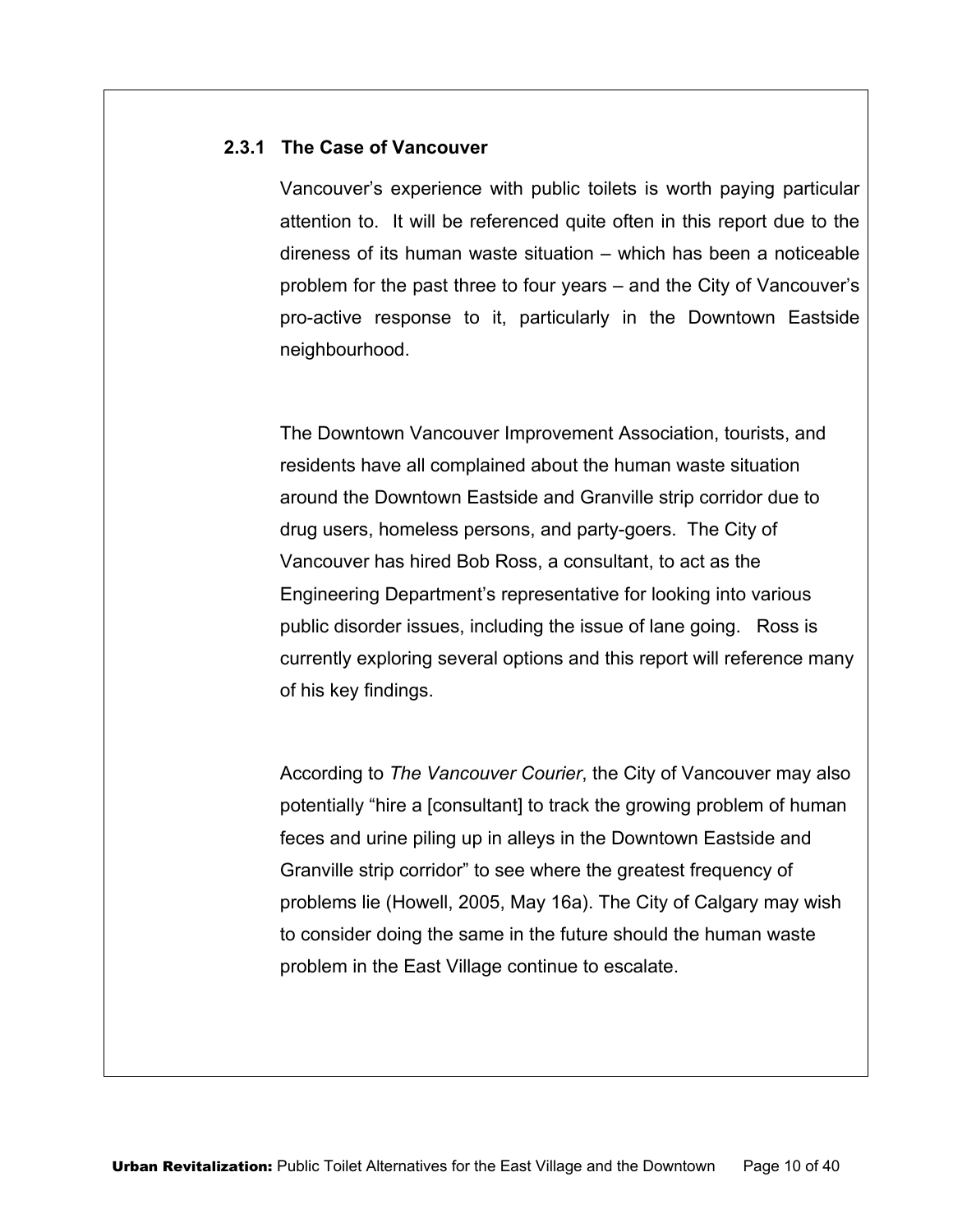### 2.3.1 The Case of Vancouver

Vancouver's experience with public toilets is worth paying particular attention to. It will be referenced quite often in this report due to the direness of its human waste situation – which has been a noticeable problem for the past three to four years – and the City of Vancouver's pro-active response to it, particularly in the Downtown Eastside neighbourhood.

The Downtown Vancouver Improvement Association, tourists, and residents have all complained about the human waste situation around the Downtown Eastside and Granville strip corridor due to drug users, homeless persons, and party-goers. The City of Vancouver has hired Bob Ross, a consultant, to act as the Engineering Department's representative for looking into various public disorder issues, including the issue of lane going. Ross is currently exploring several options and this report will reference many of his key findings.

According to *The Vancouver Courier*, the City of Vancouver may also potentially "hire a [consultant] to track the growing problem of human feces and urine piling up in alleys in the Downtown Eastside and Granville strip corridor" to see where the greatest frequency of problems lie (Howell, 2005, May 16a). The City of Calgary may wish to consider doing the same in the future should the human waste problem in the East Village continue to escalate.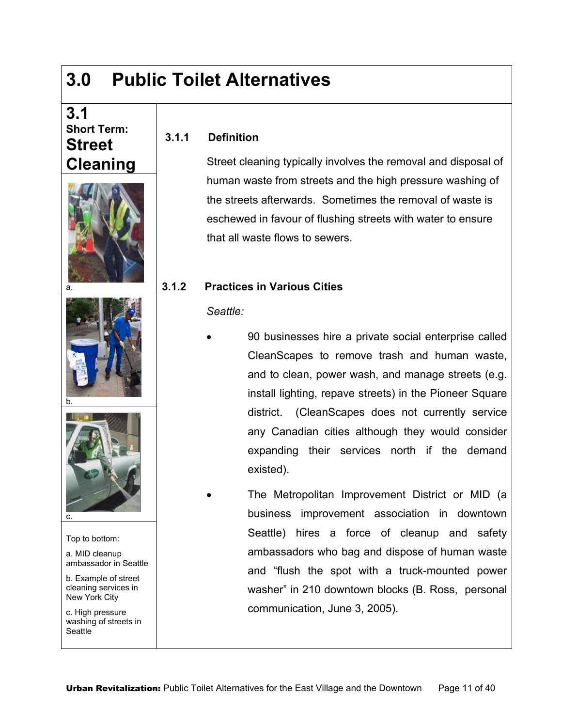# 3.0 Public Toilet Alternatives

## 3.1 Short Term: Street Cleaning

### 3.1.1 Definition

Street cleaning typically involves the removal and disposal of human waste from streets and the high pressure washing of the streets afterwards. Sometimes the removal of waste is eschewed in favour of flushing streets with water to ensure that all waste flows to sewers.

### 3.1.2 Practices in Various Cities

*Seattle:*

- 90 businesses hire a private social enterprise called CleanScapes to remove trash and human waste, and to clean, power wash, and manage streets (e.g. install lighting, repave streets) in the Pioneer Square district. (CleanScapes does not currently service any Canadian cities although they would consider expanding their services north if the demand existed).
- The Metropolitan Improvement District or MID (a business improvement association in downtown Seattle) hires a force of cleanup and safety ambassadors who bag and dispose of human waste and "flush the spot with a truck-mounted power washer" in 210 downtown blocks (B. Ross, personal communication, June 3, 2005).

Top to bottom:

a. MID cleanup ambassador in Seattle

b. Example of street cleaning services in New York City

c. High pressure washing of streets in Seattle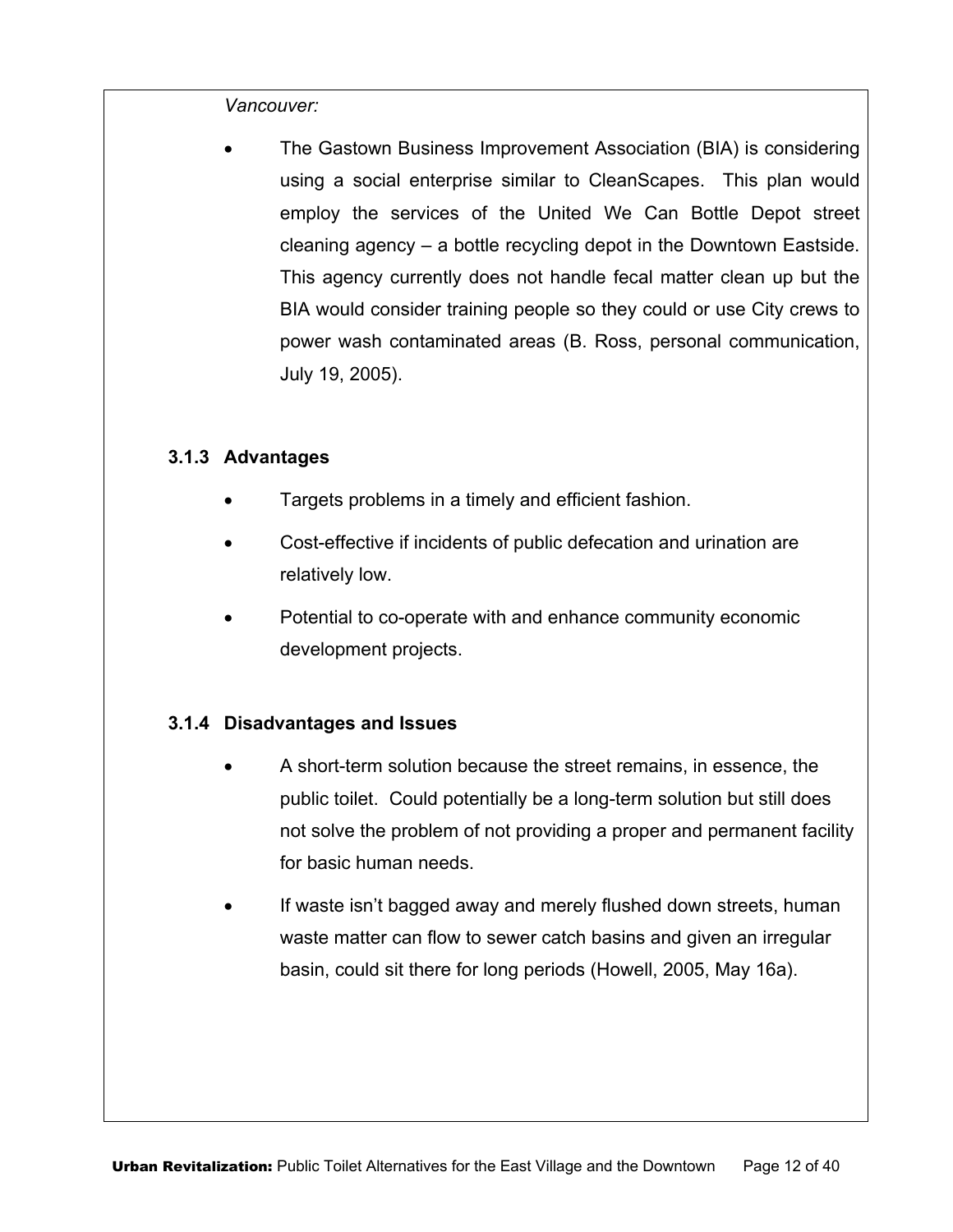*Vancouver:*

- The Gastown Business Improvement Association (BIA) is considering using a social enterprise similar to CleanScapes. This plan would employ the services of the United We Can Bottle Depot street cleaning agency – a bottle recycling depot in the Downtown Eastside. This agency currently does not handle fecal matter clean up but the BIA would consider training people so they could or use City crews to power wash contaminated areas (B. Ross, personal communication, July 19, 2005).

### 3.1.3 Advantages

- Targets problems in a timely and efficient fashion.
- Cost-effective if incidents of public defecation and urination are relatively low.
- Potential to co-operate with and enhance community economic development projects.

### 3.1.4 Disadvantages and Issues

- A short-term solution because the street remains, in essence, the public toilet. Could potentially be a long-term solution but still does not solve the problem of not providing a proper and permanent facility for basic human needs.
- If waste isn't bagged away and merely flushed down streets, human waste matter can flow to sewer catch basins and given an irregular basin, could sit there for long periods (Howell, 2005, May 16a).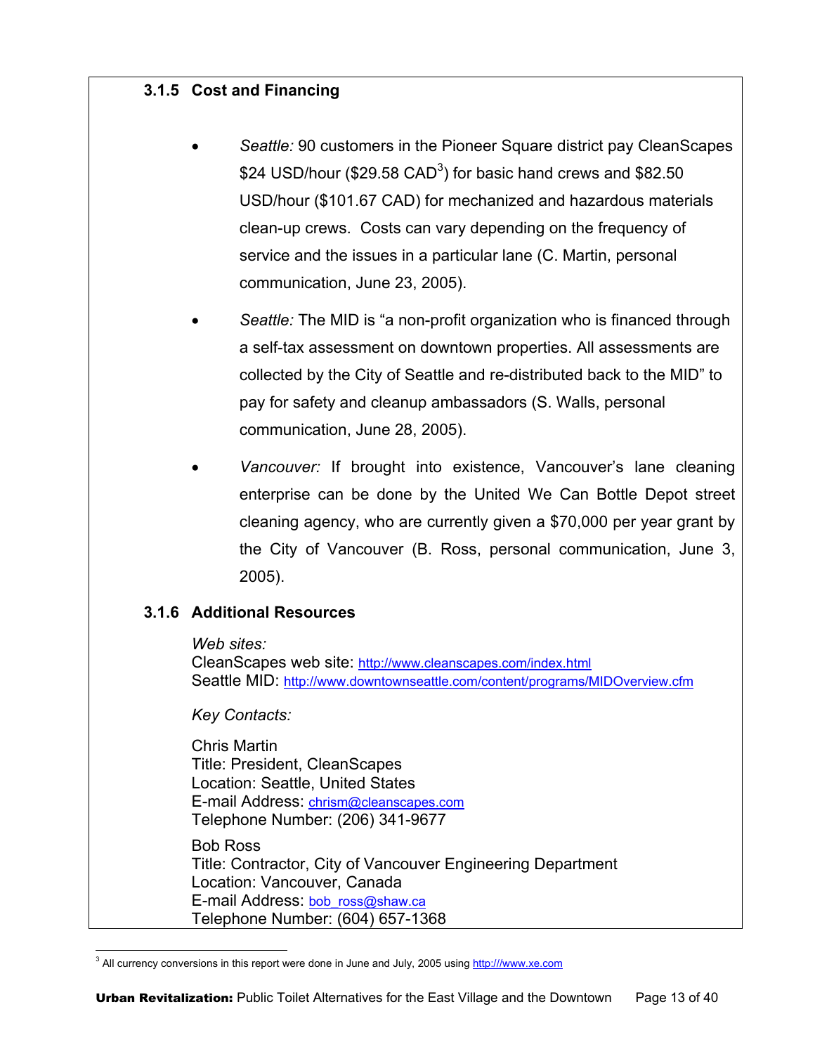### 3.1.5 Cost and Financing

- *Seattle:* 90 customers in the Pioneer Square district pay CleanScapes $24 USD/hour ($29.58 CAD[3]) for basic hand crews and $82.50 USD/hour ($101.67 CAD) for mechanized and hazardous materials clean-up crews. Costs can vary depending on the frequency of service and the issues in a particular lane (C. Martin, personal communication, June 23, 2005).

- *Seattle:* The MID is "a non-profit organization who is financed through a self-tax assessment on downtown properties. All assessments are collected by the City of Seattle and re-distributed back to the MID" to pay for safety and cleanup ambassadors (S. Walls, personal communication, June 28, 2005).

- *Vancouver:* If brought into existence, Vancouver's lane cleaning enterprise can be done by the United We Can Bottle Depot street cleaning agency, who are currently given a $70,000 per year grant by the City of Vancouver (B. Ross, personal communication, June 3, 2005).

### 3.1.6 Additional Resources

*Web sites:*
CleanScapes web site: http://www.cleanscapes.com/index.html
Seattle MID: http://www.downtownseattle.com/content/programs/MIDOverview.cfm

*Key Contacts:*

Chris Martin
Title: President, CleanScapes
Location: Seattle, United States
E-mail Address: chrism@cleanscapes.com
Telephone Number: (206) 341-9677

Bob Ross
Title: Contractor, City of Vancouver Engineering Department
Location: Vancouver, Canada
E-mail Address: bob_ross@shaw.ca
Telephone Number: (604) 657-1368

---

[3] All currency conversions in this report were done in June and July, 2005 using http:///www.xe.com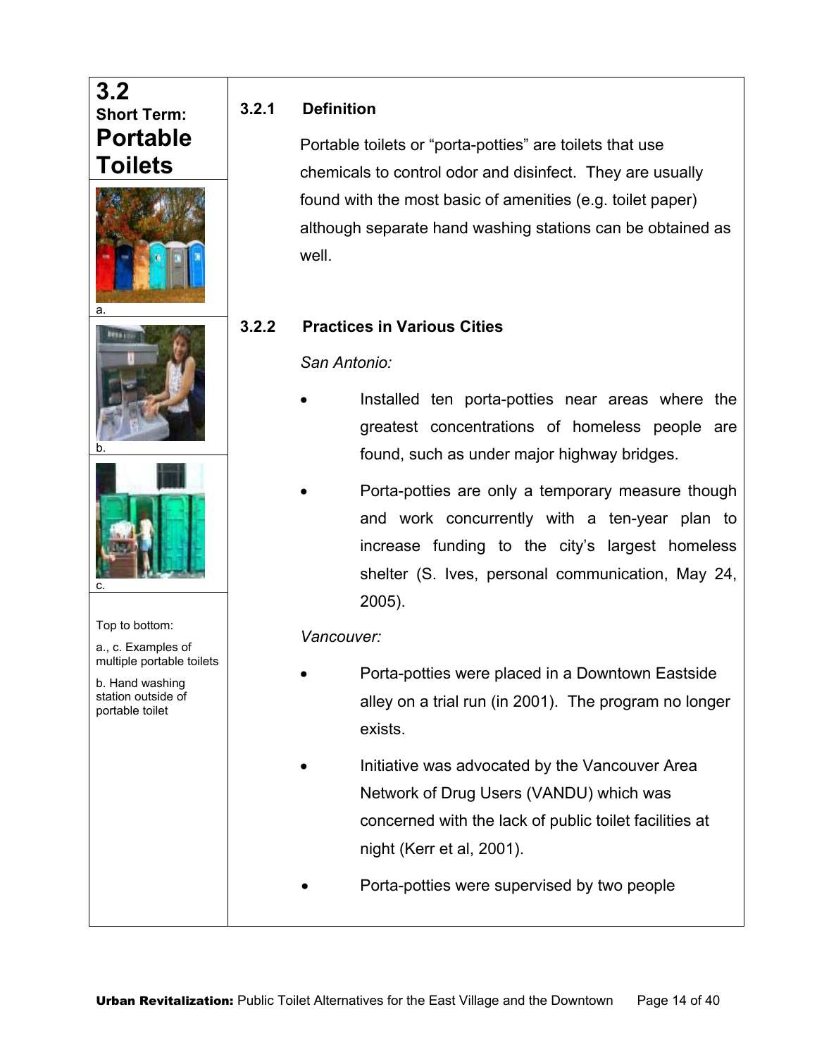## 3.2 Short Term: Portable Toilets

a.

b.

c.

Top to bottom:

a., c. Examples of multiple portable toilets

b. Hand washing station outside of portable toilet

### 3.2.1 Definition

Portable toilets or "porta-potties" are toilets that use chemicals to control odor and disinfect. They are usually found with the most basic of amenities (e.g. toilet paper) although separate hand washing stations can be obtained as well.

### 3.2.2 Practices in Various Cities

*San Antonio:*

- Installed ten porta-potties near areas where the greatest concentrations of homeless people are found, such as under major highway bridges.
- Porta-potties are only a temporary measure though and work concurrently with a ten-year plan to increase funding to the city's largest homeless shelter (S. Ives, personal communication, May 24, 2005).

*Vancouver:*

- Porta-potties were placed in a Downtown Eastside alley on a trial run (in 2001). The program no longer exists.
- Initiative was advocated by the Vancouver Area Network of Drug Users (VANDU) which was concerned with the lack of public toilet facilities at night (Kerr et al, 2001).
- Porta-potties were supervised by two people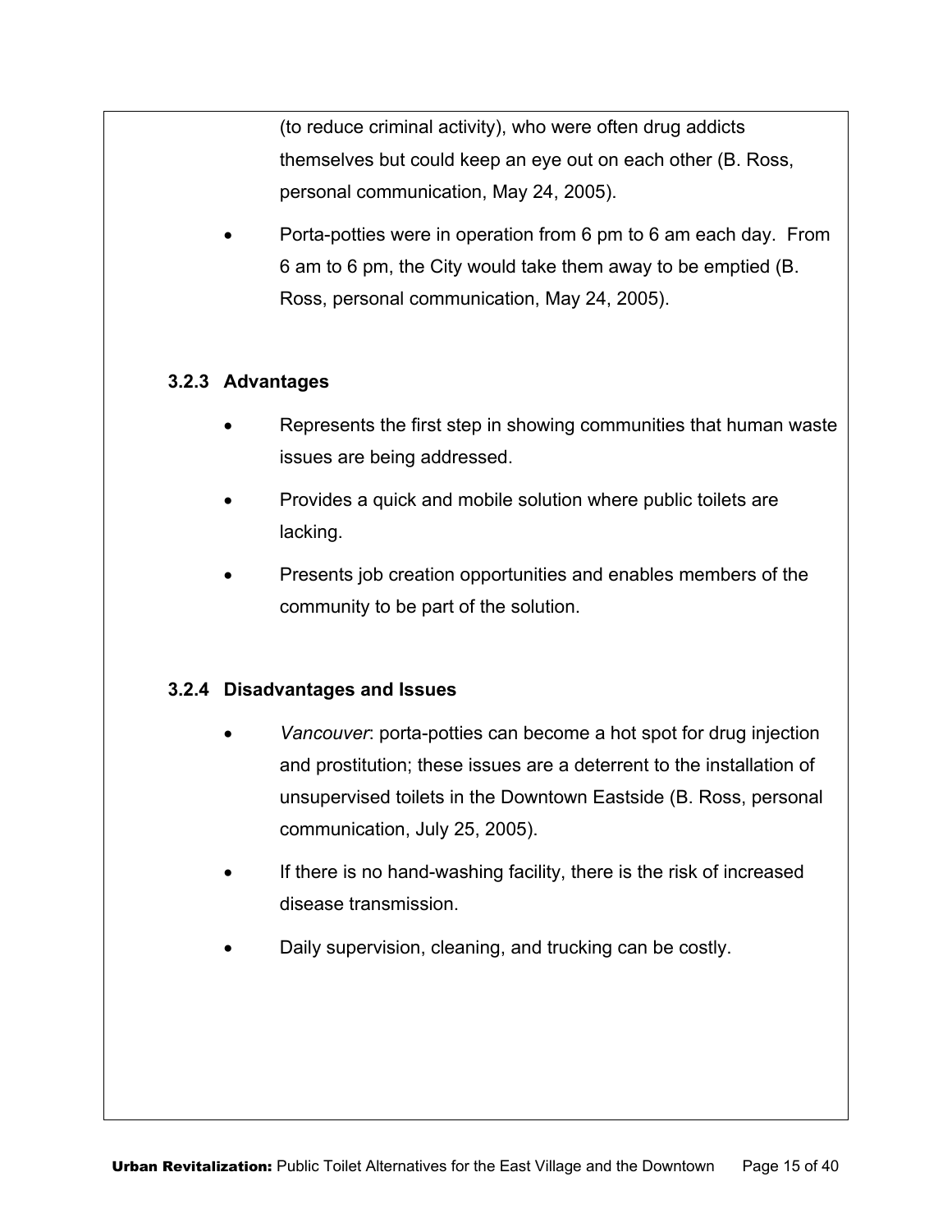(to reduce criminal activity), who were often drug addicts themselves but could keep an eye out on each other (B. Ross, personal communication, May 24, 2005).

- Porta-potties were in operation from 6 pm to 6 am each day. From 6 am to 6 pm, the City would take them away to be emptied (B. Ross, personal communication, May 24, 2005).

### 3.2.3 Advantages

- Represents the first step in showing communities that human waste issues are being addressed.
- Provides a quick and mobile solution where public toilets are lacking.
- Presents job creation opportunities and enables members of the community to be part of the solution.

### 3.2.4 Disadvantages and Issues

- *Vancouver*: porta-potties can become a hot spot for drug injection and prostitution; these issues are a deterrent to the installation of unsupervised toilets in the Downtown Eastside (B. Ross, personal communication, July 25, 2005).
- If there is no hand-washing facility, there is the risk of increased disease transmission.
- Daily supervision, cleaning, and trucking can be costly.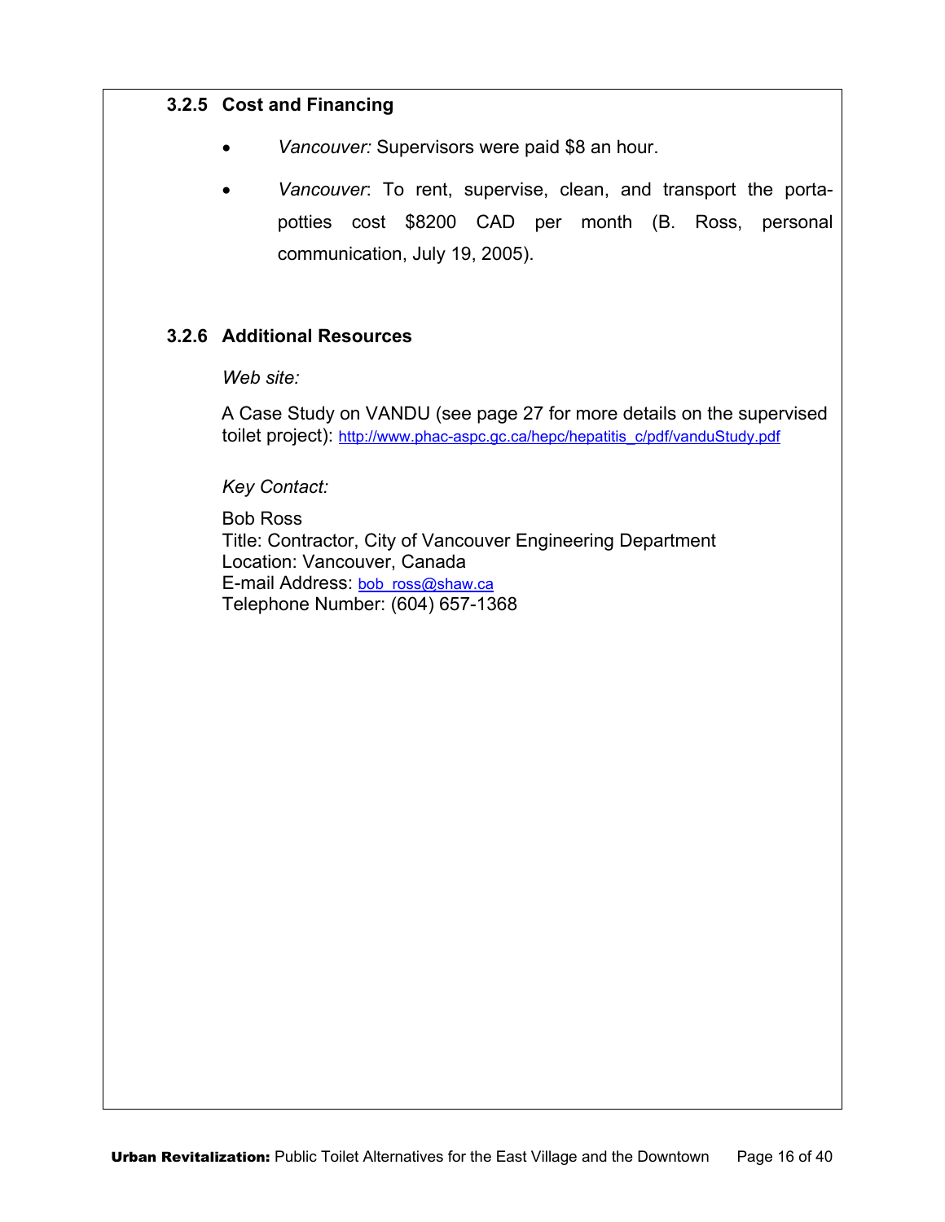### 3.2.5 Cost and Financing

- *Vancouver:* Supervisors were paid $8 an hour.
- *Vancouver*: To rent, supervise, clean, and transport the porta-potties cost $8200 CAD per month (B. Ross, personal communication, July 19, 2005).

### 3.2.6 Additional Resources

*Web site:*

A Case Study on VANDU (see page 27 for more details on the supervised toilet project): http://www.phac-aspc.gc.ca/hepc/hepatitis_c/pdf/vanduStudy.pdf

*Key Contact:*

Bob Ross
Title: Contractor, City of Vancouver Engineering Department
Location: Vancouver, Canada
E-mail Address: bob_ross@shaw.ca
Telephone Number: (604) 657-1368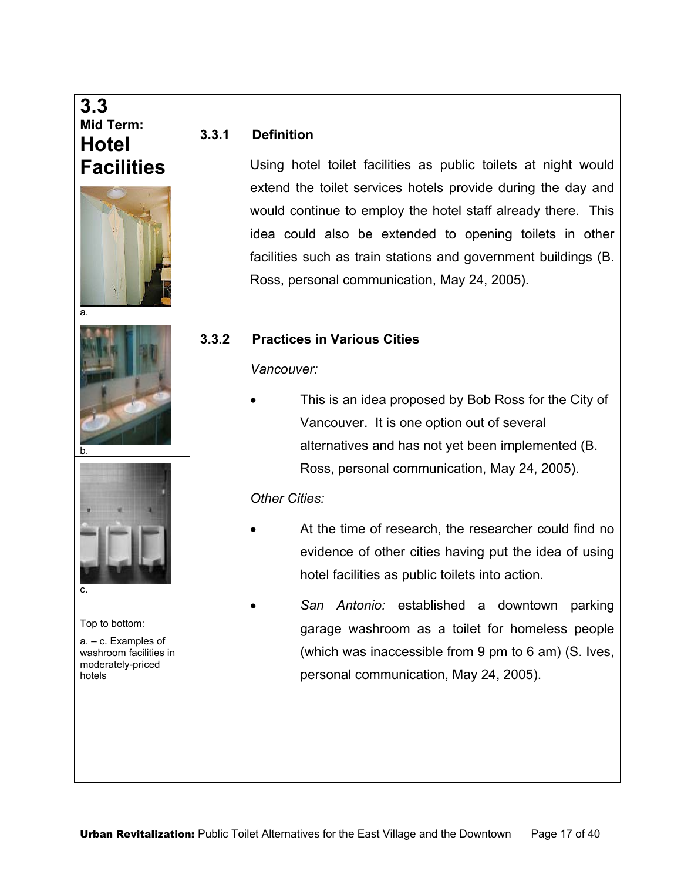## 3.3 Mid Term: Hotel Facilities

a.

b.

c.

Top to bottom:

a. – c. Examples of washroom facilities in moderately-priced hotels

### 3.3.1 Definition

Using hotel toilet facilities as public toilets at night would extend the toilet services hotels provide during the day and would continue to employ the hotel staff already there. This idea could also be extended to opening toilets in other facilities such as train stations and government buildings (B. Ross, personal communication, May 24, 2005).

### 3.3.2 Practices in Various Cities

*Vancouver:*

- This is an idea proposed by Bob Ross for the City of Vancouver. It is one option out of several alternatives and has not yet been implemented (B. Ross, personal communication, May 24, 2005).

*Other Cities:*

- At the time of research, the researcher could find no evidence of other cities having put the idea of using hotel facilities as public toilets into action.
- *San Antonio:* established a downtown parking garage washroom as a toilet for homeless people (which was inaccessible from 9 pm to 6 am) (S. Ives, personal communication, May 24, 2005).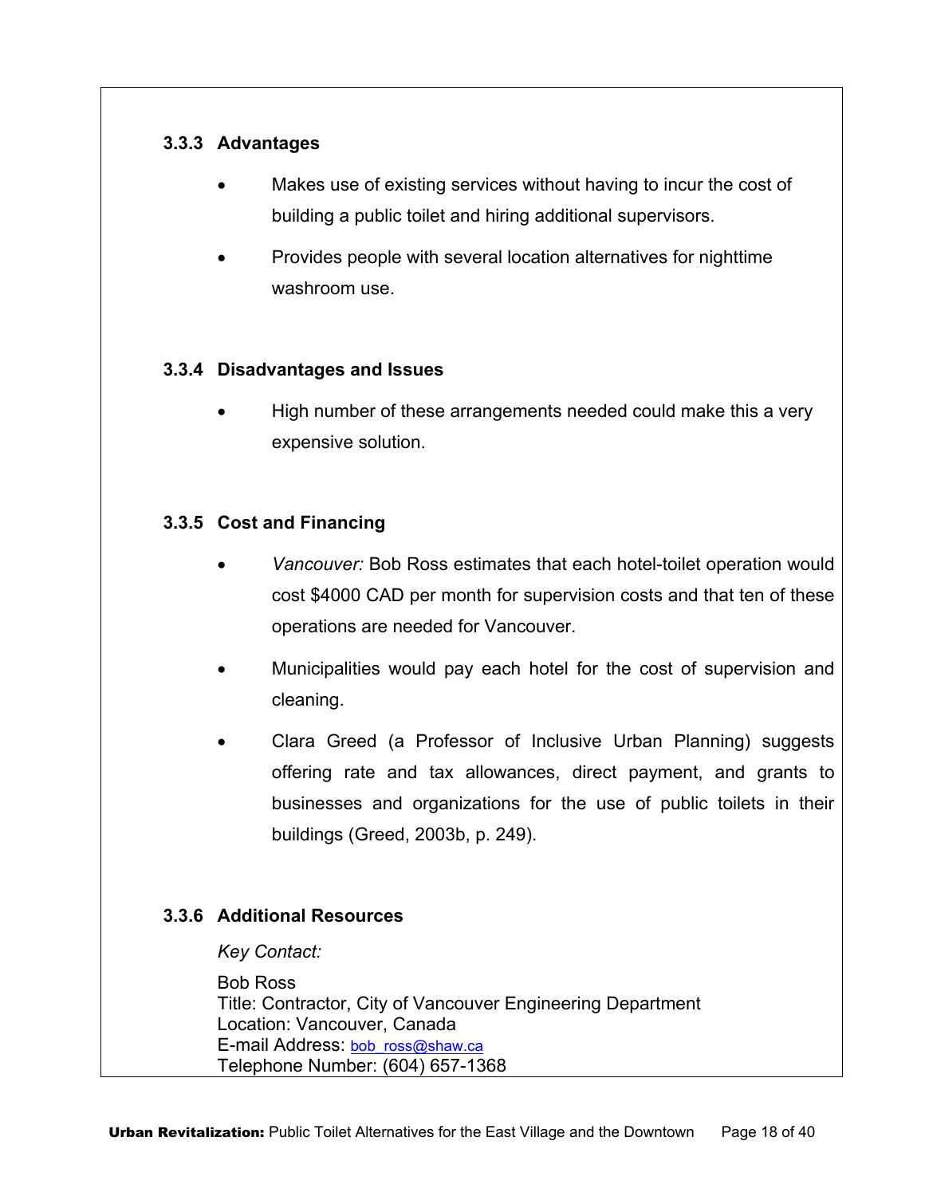### 3.3.3 Advantages

- Makes use of existing services without having to incur the cost of building a public toilet and hiring additional supervisors.
- Provides people with several location alternatives for nighttime washroom use.

### 3.3.4 Disadvantages and Issues

- High number of these arrangements needed could make this a very expensive solution.

### 3.3.5 Cost and Financing

- *Vancouver:* Bob Ross estimates that each hotel-toilet operation would cost $4000 CAD per month for supervision costs and that ten of these operations are needed for Vancouver.
- Municipalities would pay each hotel for the cost of supervision and cleaning.
- Clara Greed (a Professor of Inclusive Urban Planning) suggests offering rate and tax allowances, direct payment, and grants to businesses and organizations for the use of public toilets in their buildings (Greed, 2003b, p. 249).

### 3.3.6 Additional Resources

*Key Contact:*

Bob Ross
Title: Contractor, City of Vancouver Engineering Department
Location: Vancouver, Canada
E-mail Address: bob_ross@shaw.ca
Telephone Number: (604) 657-1368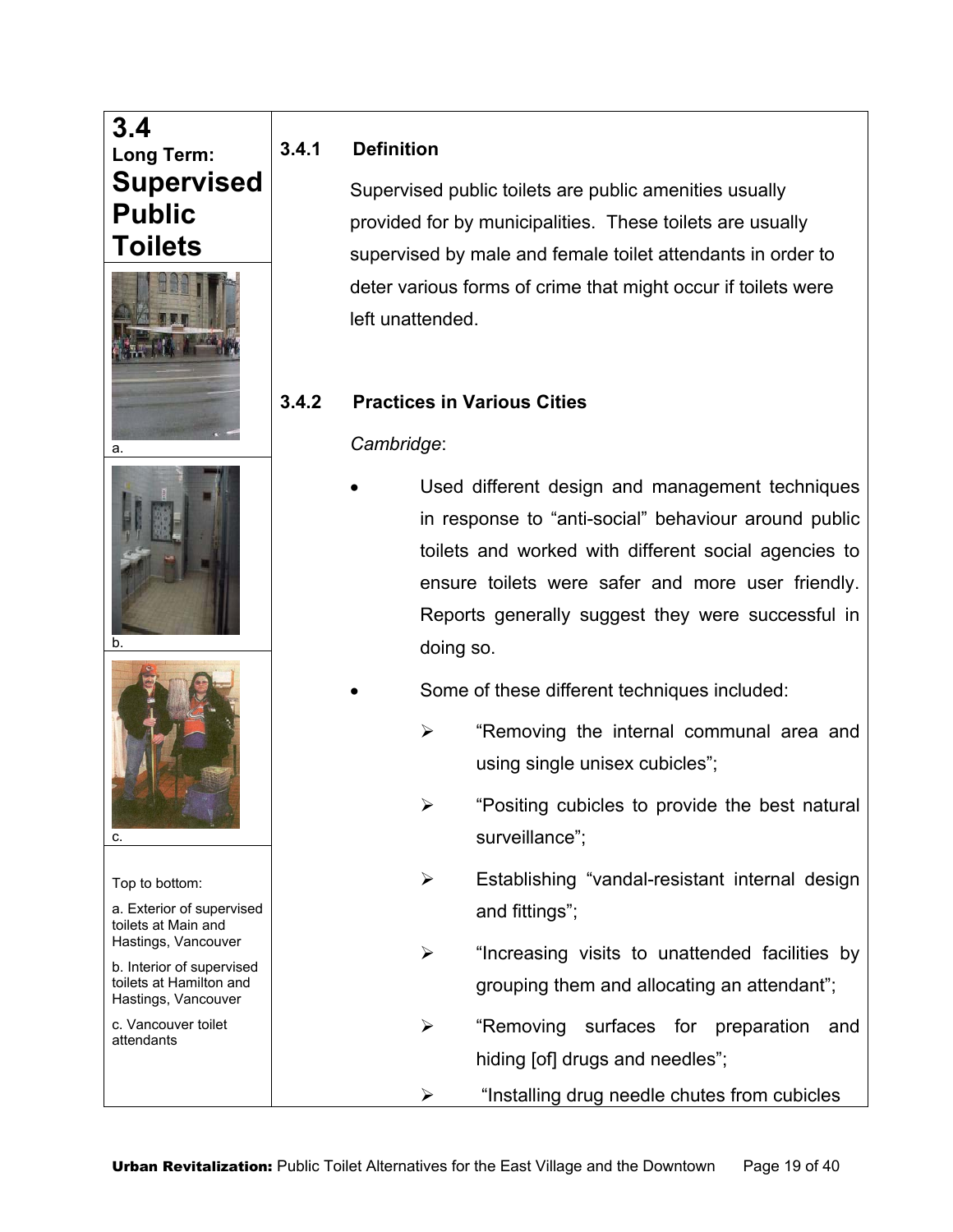## 3.4 Long Term: Supervised Public Toilets

a.

b.

c.

Top to bottom:

a. Exterior of supervised toilets at Main and Hastings, Vancouver

b. Interior of supervised toilets at Hamilton and Hastings, Vancouver

c. Vancouver toilet attendants

### 3.4.1 Definition

Supervised public toilets are public amenities usually provided for by municipalities. These toilets are usually supervised by male and female toilet attendants in order to deter various forms of crime that might occur if toilets were left unattended.

### 3.4.2 Practices in Various Cities

*Cambridge*:

- Used different design and management techniques in response to "anti-social" behaviour around public toilets and worked with different social agencies to ensure toilets were safer and more user friendly. Reports generally suggest they were successful in doing so.
- Some of these different techniques included:
  - "Removing the internal communal area and using single unisex cubicles";
  - "Positing cubicles to provide the best natural surveillance";
  - Establishing "vandal-resistant internal design and fittings";
  - "Increasing visits to unattended facilities by grouping them and allocating an attendant";
  - "Removing surfaces for preparation and hiding [of] drugs and needles";
  - "Installing drug needle chutes from cubicles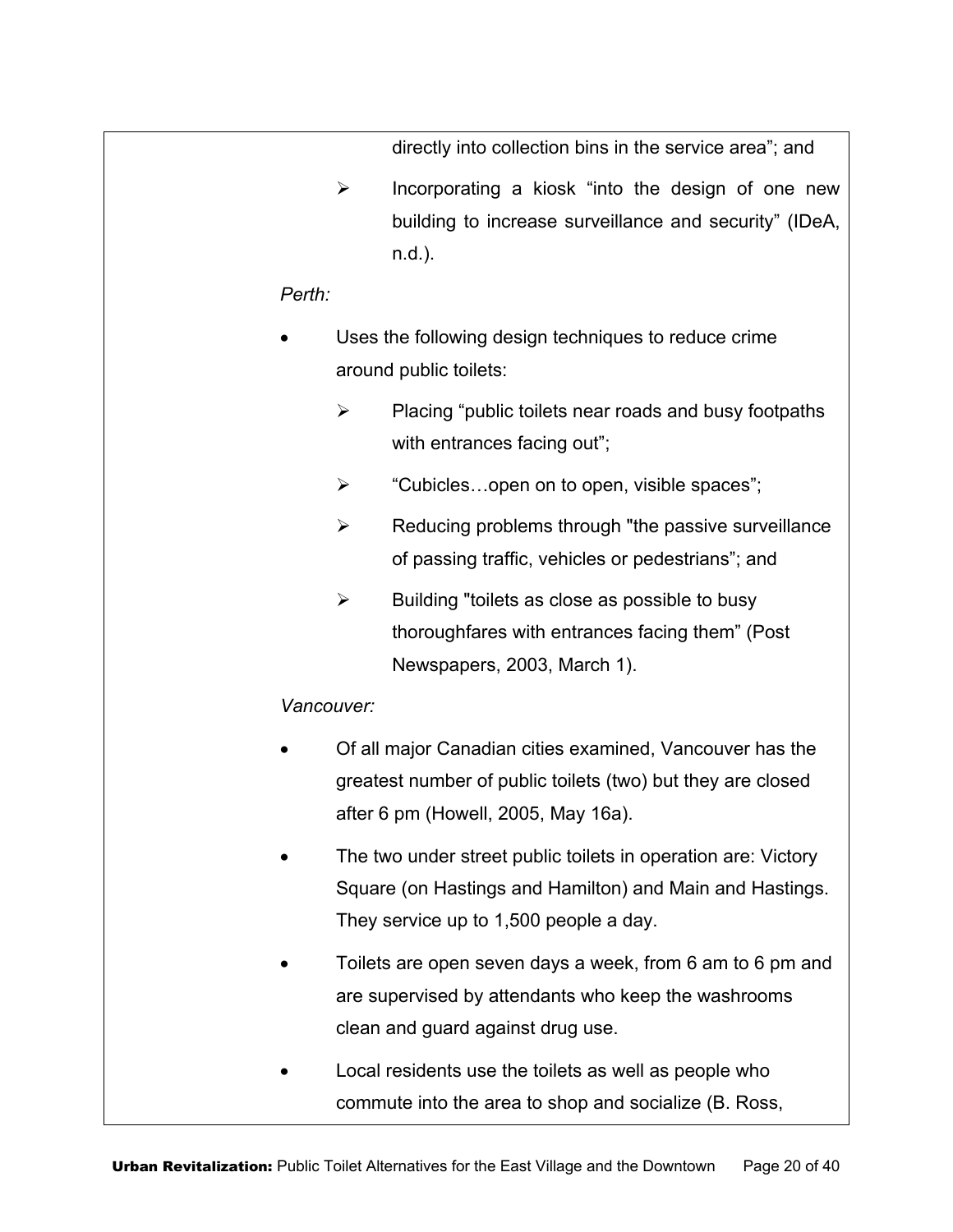- directly into collection bins in the service area"; and
    - Incorporating a kiosk "into the design of one new building to increase surveillance and security" (IDeA, n.d.).

*Perth:*

- Uses the following design techniques to reduce crime around public toilets:
    - Placing "public toilets near roads and busy footpaths with entrances facing out";
    - "Cubicles…open on to open, visible spaces";
    - Reducing problems through "the passive surveillance of passing traffic, vehicles or pedestrians"; and
    - Building "toilets as close as possible to busy thoroughfares with entrances facing them" (Post Newspapers, 2003, March 1).

*Vancouver:*

- Of all major Canadian cities examined, Vancouver has the greatest number of public toilets (two) but they are closed after 6 pm (Howell, 2005, May 16a).
- The two under street public toilets in operation are: Victory Square (on Hastings and Hamilton) and Main and Hastings. They service up to 1,500 people a day.
- Toilets are open seven days a week, from 6 am to 6 pm and are supervised by attendants who keep the washrooms clean and guard against drug use.
- Local residents use the toilets as well as people who commute into the area to shop and socialize (B. Ross,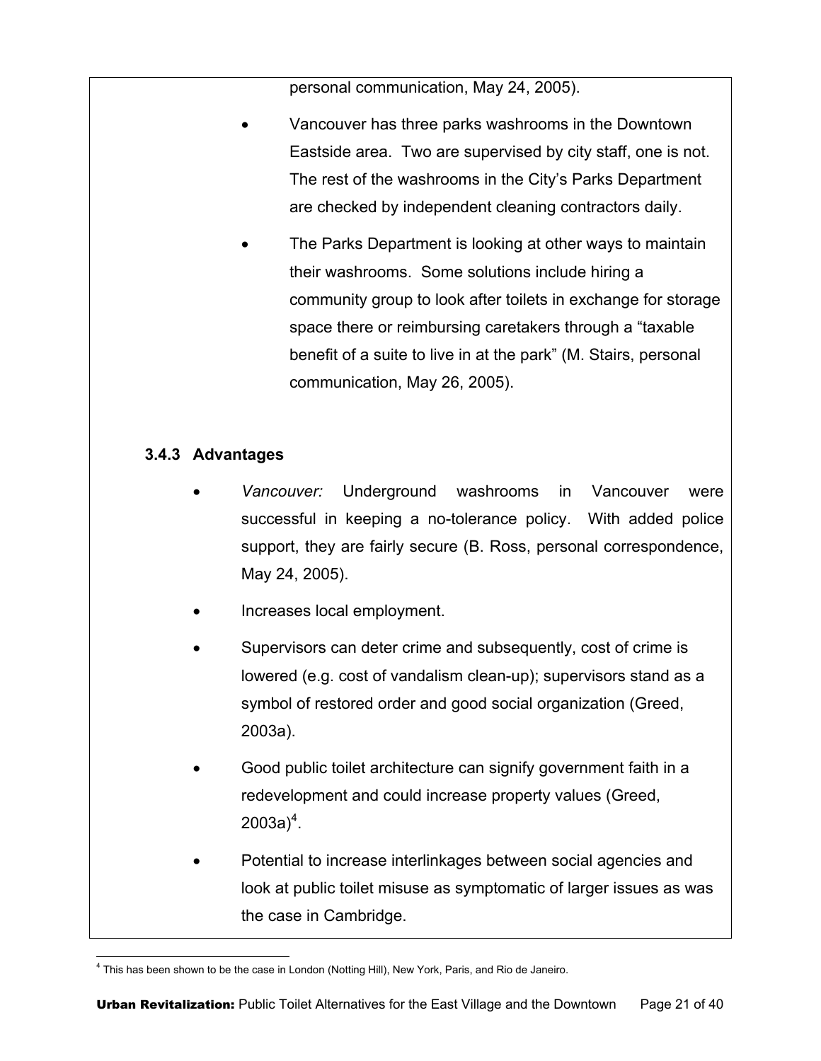personal communication, May 24, 2005).

- Vancouver has three parks washrooms in the Downtown Eastside area. Two are supervised by city staff, one is not. The rest of the washrooms in the City's Parks Department are checked by independent cleaning contractors daily.
- The Parks Department is looking at other ways to maintain their washrooms. Some solutions include hiring a community group to look after toilets in exchange for storage space there or reimbursing caretakers through a "taxable benefit of a suite to live in at the park" (M. Stairs, personal communication, May 26, 2005).

### 3.4.3 Advantages

- *Vancouver:* Underground washrooms in Vancouver were successful in keeping a no-tolerance policy. With added police support, they are fairly secure (B. Ross, personal correspondence, May 24, 2005).
- Increases local employment.
- Supervisors can deter crime and subsequently, cost of crime is lowered (e.g. cost of vandalism clean-up); supervisors stand as a symbol of restored order and good social organization (Greed, 2003a).
- Good public toilet architecture can signify government faith in a redevelopment and could increase property values (Greed, 2003a)[4].
- Potential to increase interlinkages between social agencies and look at public toilet misuse as symptomatic of larger issues as was the case in Cambridge.

[4] This has been shown to be the case in London (Notting Hill), New York, Paris, and Rio de Janeiro.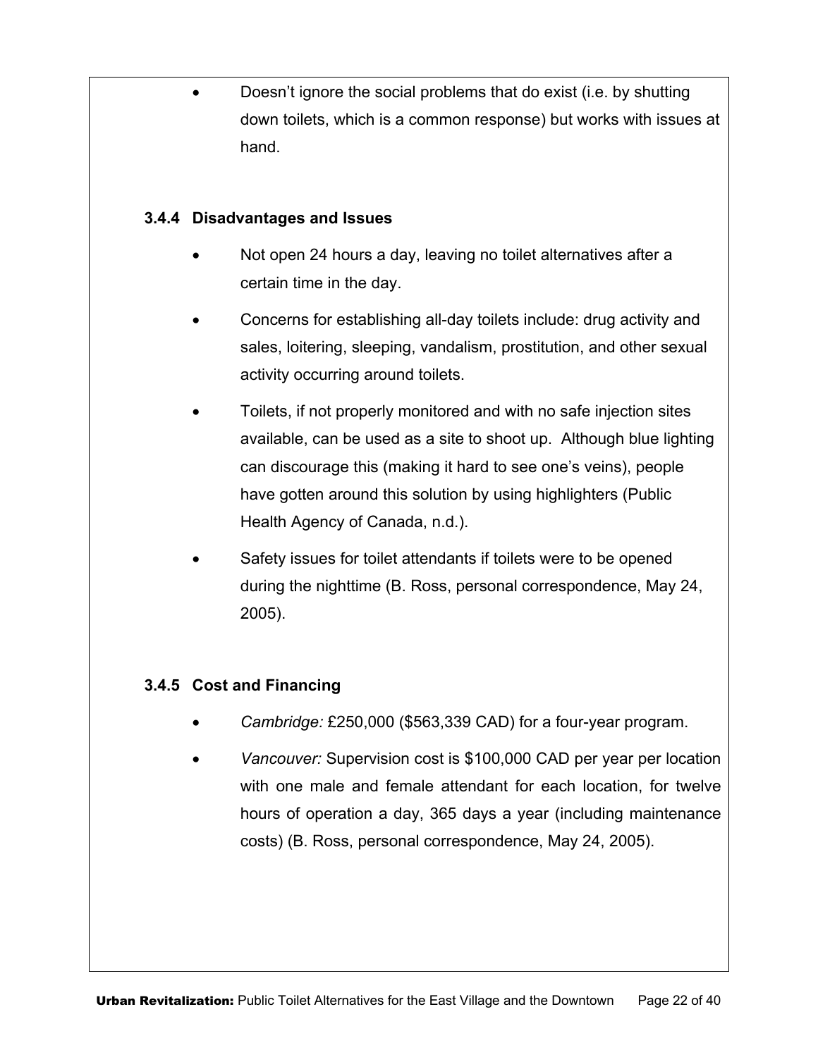- Doesn't ignore the social problems that do exist (i.e. by shutting down toilets, which is a common response) but works with issues at hand.

### 3.4.4 Disadvantages and Issues

- Not open 24 hours a day, leaving no toilet alternatives after a certain time in the day.
- Concerns for establishing all-day toilets include: drug activity and sales, loitering, sleeping, vandalism, prostitution, and other sexual activity occurring around toilets.
- Toilets, if not properly monitored and with no safe injection sites available, can be used as a site to shoot up. Although blue lighting can discourage this (making it hard to see one's veins), people have gotten around this solution by using highlighters (Public Health Agency of Canada, n.d.).
- Safety issues for toilet attendants if toilets were to be opened during the nighttime (B. Ross, personal correspondence, May 24, 2005).

### 3.4.5 Cost and Financing

- *Cambridge:* £250,000 ($563,339 CAD) for a four-year program.
- *Vancouver:* Supervision cost is $100,000 CAD per year per location with one male and female attendant for each location, for twelve hours of operation a day, 365 days a year (including maintenance costs) (B. Ross, personal correspondence, May 24, 2005).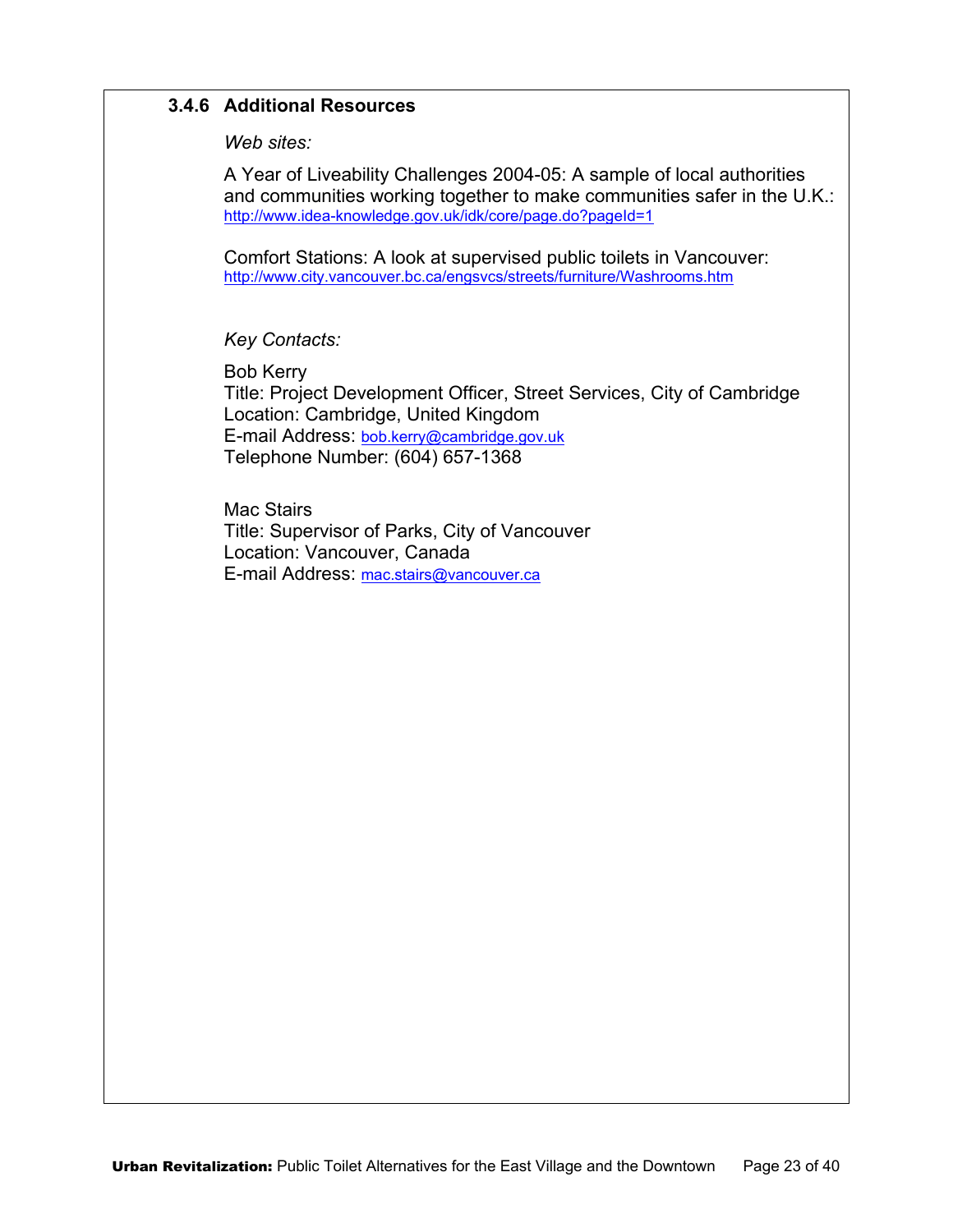### 3.4.6 Additional Resources

*Web sites:*

A Year of Liveability Challenges 2004-05: A sample of local authorities and communities working together to make communities safer in the U.K.: http://www.idea-knowledge.gov.uk/idk/core/page.do?pageId=1

Comfort Stations: A look at supervised public toilets in Vancouver: http://www.city.vancouver.bc.ca/engsvcs/streets/furniture/Washrooms.htm

*Key Contacts:*

Bob Kerry
Title: Project Development Officer, Street Services, City of Cambridge
Location: Cambridge, United Kingdom
E-mail Address: bob.kerry@cambridge.gov.uk
Telephone Number: (604) 657-1368

Mac Stairs
Title: Supervisor of Parks, City of Vancouver
Location: Vancouver, Canada
E-mail Address: mac.stairs@vancouver.ca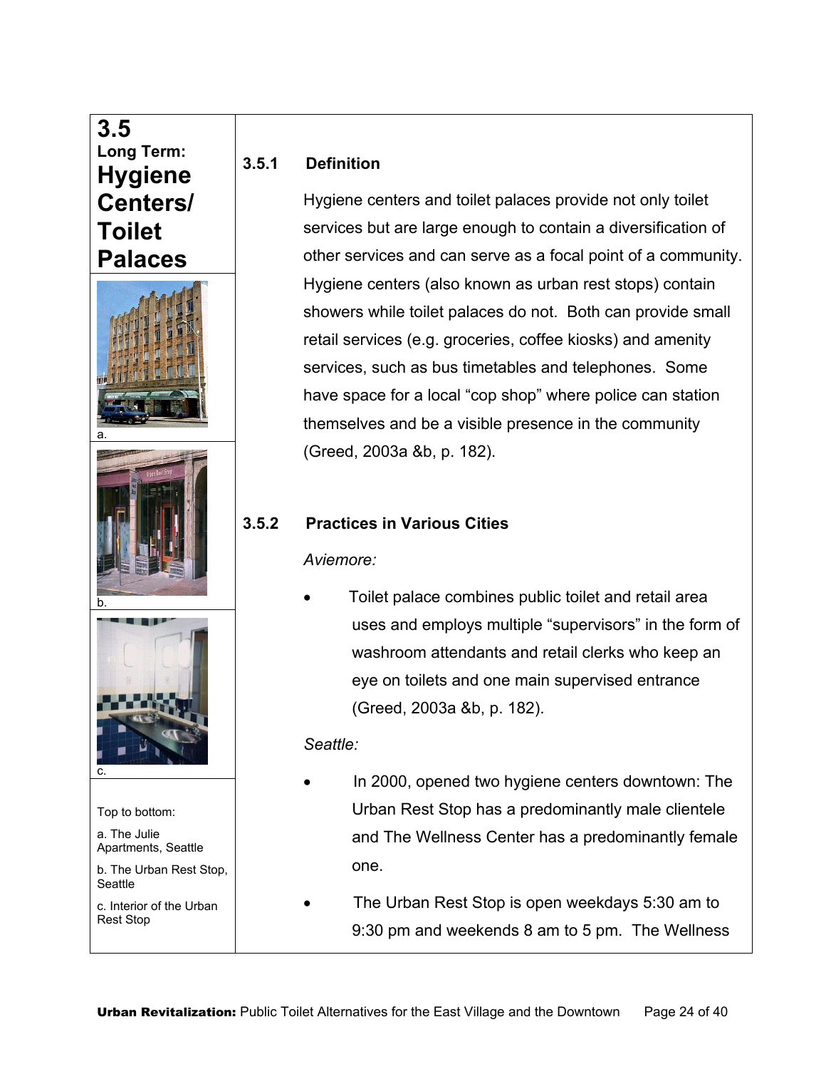## 3.5 Long Term: Hygiene Centers/ Toilet Palaces

a.

b.

c.

Top to bottom:

a. The Julie Apartments, Seattle

b. The Urban Rest Stop, Seattle

c. Interior of the Urban Rest Stop

### 3.5.1 Definition

Hygiene centers and toilet palaces provide not only toilet services but are large enough to contain a diversification of other services and can serve as a focal point of a community. Hygiene centers (also known as urban rest stops) contain showers while toilet palaces do not. Both can provide small retail services (e.g. groceries, coffee kiosks) and amenity services, such as bus timetables and telephones. Some have space for a local "cop shop" where police can station themselves and be a visible presence in the community (Greed, 2003a &b, p. 182).

### 3.5.2 Practices in Various Cities

*Aviemore:*

- Toilet palace combines public toilet and retail area uses and employs multiple "supervisors" in the form of washroom attendants and retail clerks who keep an eye on toilets and one main supervised entrance (Greed, 2003a &b, p. 182).

*Seattle:*

- In 2000, opened two hygiene centers downtown: The Urban Rest Stop has a predominantly male clientele and The Wellness Center has a predominantly female one.
- The Urban Rest Stop is open weekdays 5:30 am to 9:30 pm and weekends 8 am to 5 pm. The Wellness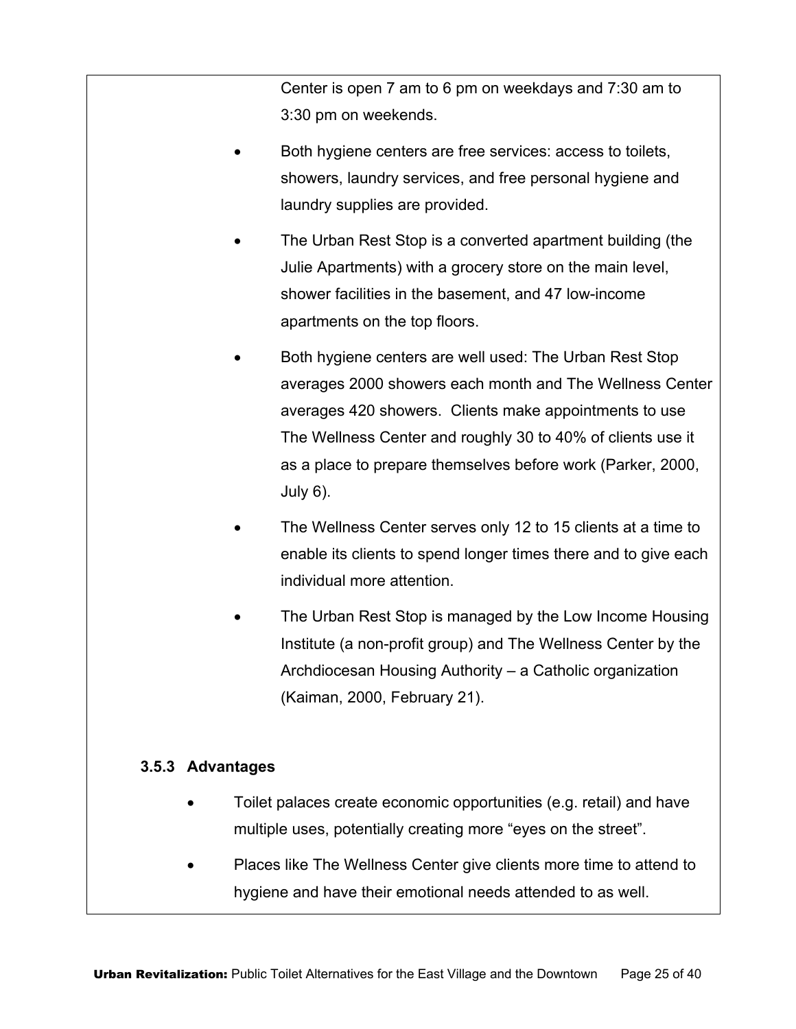Center is open 7 am to 6 pm on weekdays and 7:30 am to 3:30 pm on weekends.

- Both hygiene centers are free services: access to toilets, showers, laundry services, and free personal hygiene and laundry supplies are provided.
- The Urban Rest Stop is a converted apartment building (the Julie Apartments) with a grocery store on the main level, shower facilities in the basement, and 47 low-income apartments on the top floors.
- Both hygiene centers are well used: The Urban Rest Stop averages 2000 showers each month and The Wellness Center averages 420 showers. Clients make appointments to use The Wellness Center and roughly 30 to 40% of clients use it as a place to prepare themselves before work (Parker, 2000, July 6).
- The Wellness Center serves only 12 to 15 clients at a time to enable its clients to spend longer times there and to give each individual more attention.
- The Urban Rest Stop is managed by the Low Income Housing Institute (a non-profit group) and The Wellness Center by the Archdiocesan Housing Authority – a Catholic organization (Kaiman, 2000, February 21).

### 3.5.3 Advantages

- Toilet palaces create economic opportunities (e.g. retail) and have multiple uses, potentially creating more "eyes on the street".
- Places like The Wellness Center give clients more time to attend to hygiene and have their emotional needs attended to as well.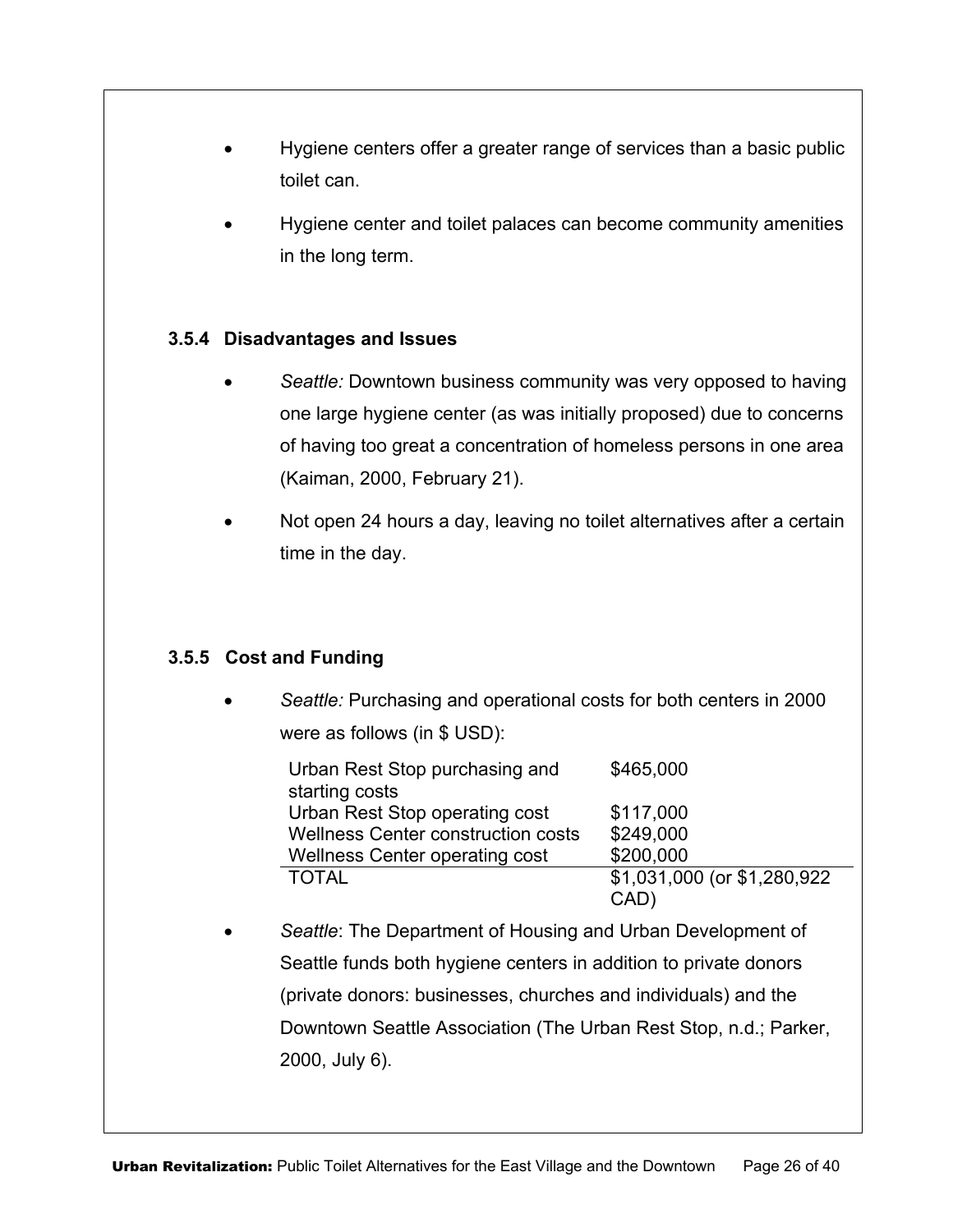- Hygiene centers offer a greater range of services than a basic public toilet can.
- Hygiene center and toilet palaces can become community amenities in the long term.

### 3.5.4 Disadvantages and Issues

- *Seattle:* Downtown business community was very opposed to having one large hygiene center (as was initially proposed) due to concerns of having too great a concentration of homeless persons in one area (Kaiman, 2000, February 21).
- Not open 24 hours a day, leaving no toilet alternatives after a certain time in the day.

### 3.5.5 Cost and Funding

- *Seattle:* Purchasing and operational costs for both centers in 2000 were as follows (in $ USD):

| | |
|---|---|
| Urban Rest Stop purchasing and starting costs | $465,000 |
| Urban Rest Stop operating cost | $117,000 |
| Wellness Center construction costs | $249,000 |
| Wellness Center operating cost | $200,000 |
| TOTAL | $1,031,000 (or $1,280,922 CAD) |

- *Seattle*: The Department of Housing and Urban Development of Seattle funds both hygiene centers in addition to private donors (private donors: businesses, churches and individuals) and the Downtown Seattle Association (The Urban Rest Stop, n.d.; Parker, 2000, July 6).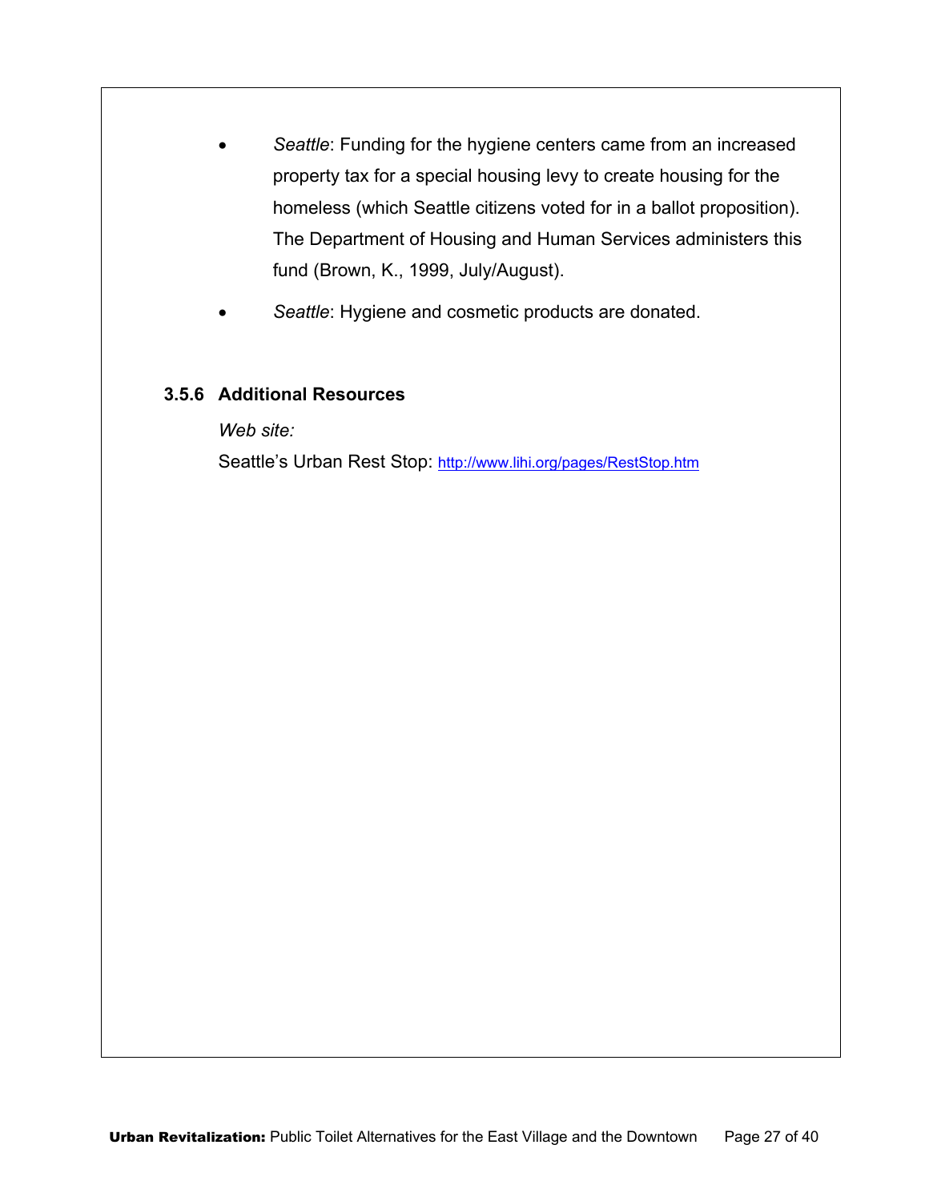- *Seattle*: Funding for the hygiene centers came from an increased property tax for a special housing levy to create housing for the homeless (which Seattle citizens voted for in a ballot proposition). The Department of Housing and Human Services administers this fund (Brown, K., 1999, July/August).
- *Seattle*: Hygiene and cosmetic products are donated.

### 3.5.6 Additional Resources

*Web site:*

Seattle's Urban Rest Stop: http://www.lihi.org/pages/RestStop.htm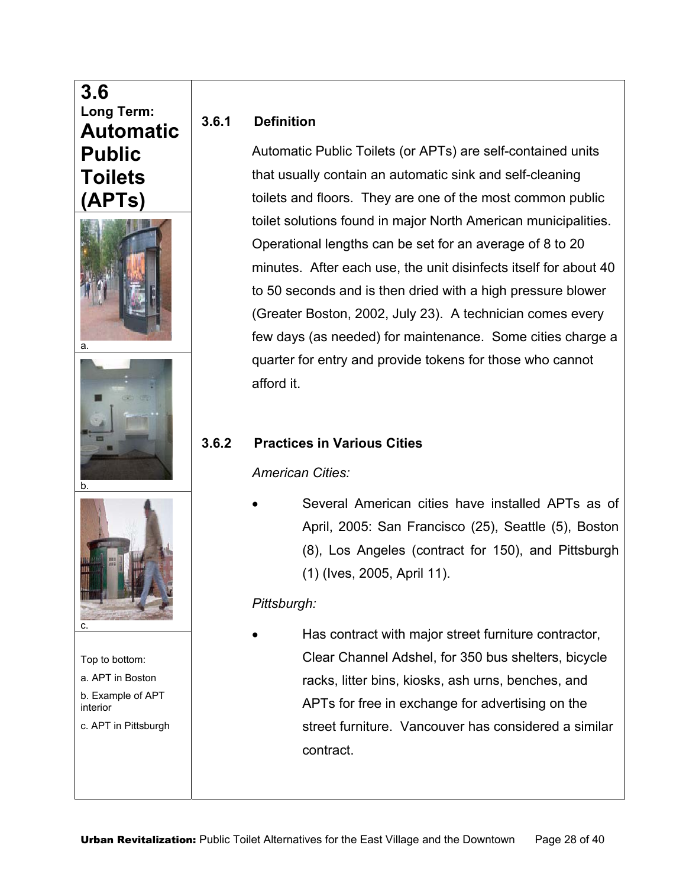## 3.6 Long Term: Automatic Public Toilets (APTs)

a.

b.

c.

Top to bottom:

a. APT in Boston

b. Example of APT interior

c. APT in Pittsburgh

### 3.6.1 Definition

Automatic Public Toilets (or APTs) are self-contained units that usually contain an automatic sink and self-cleaning toilets and floors. They are one of the most common public toilet solutions found in major North American municipalities. Operational lengths can be set for an average of 8 to 20 minutes. After each use, the unit disinfects itself for about 40 to 50 seconds and is then dried with a high pressure blower (Greater Boston, 2002, July 23). A technician comes every few days (as needed) for maintenance. Some cities charge a quarter for entry and provide tokens for those who cannot afford it.

### 3.6.2 Practices in Various Cities

*American Cities:*

- Several American cities have installed APTs as of April, 2005: San Francisco (25), Seattle (5), Boston (8), Los Angeles (contract for 150), and Pittsburgh (1) (Ives, 2005, April 11).

*Pittsburgh:*

- Has contract with major street furniture contractor, Clear Channel Adshel, for 350 bus shelters, bicycle racks, litter bins, kiosks, ash urns, benches, and APTs for free in exchange for advertising on the street furniture. Vancouver has considered a similar contract.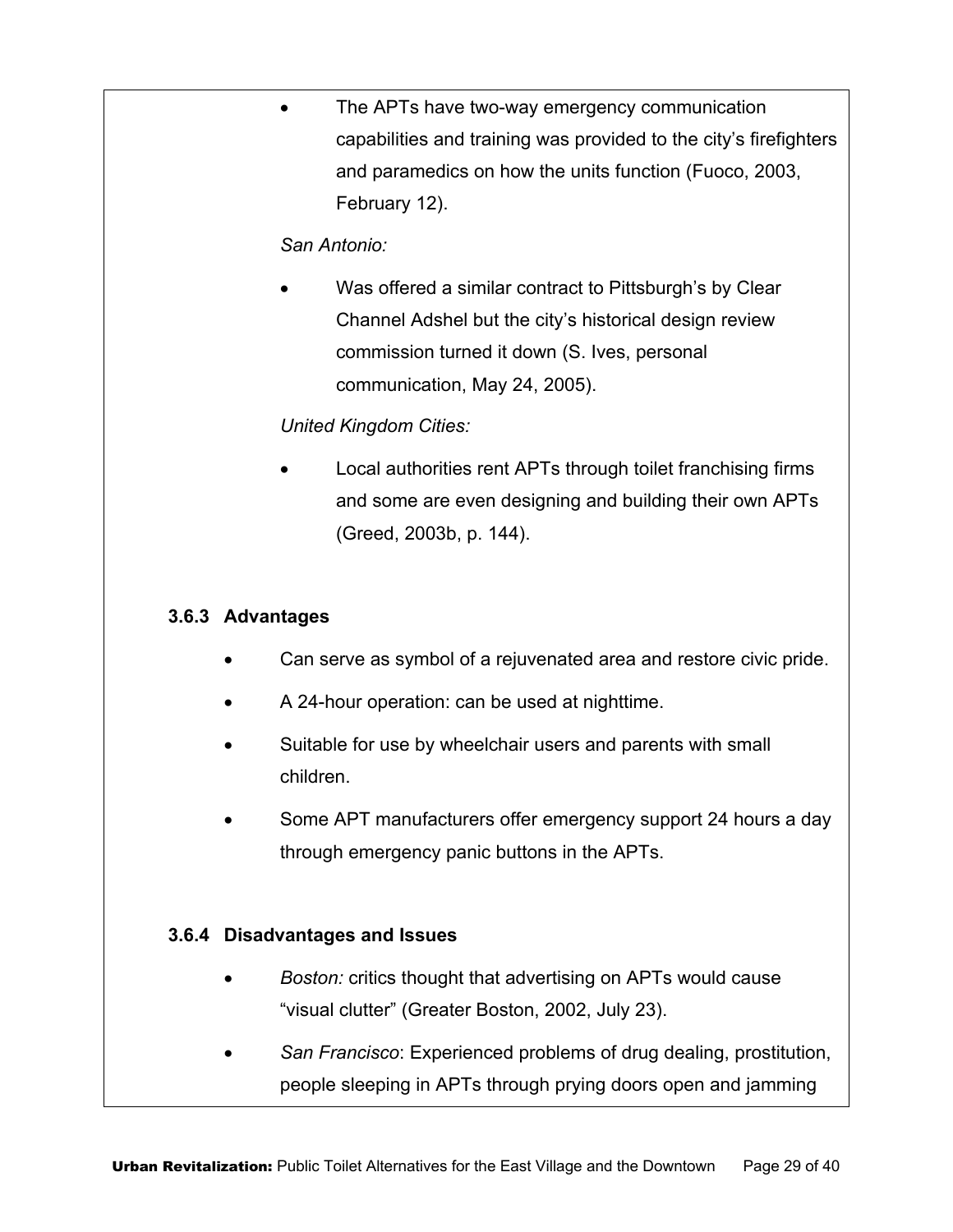- The APTs have two-way emergency communication capabilities and training was provided to the city's firefighters and paramedics on how the units function (Fuoco, 2003, February 12).

*San Antonio:*

- Was offered a similar contract to Pittsburgh's by Clear Channel Adshel but the city's historical design review commission turned it down (S. Ives, personal communication, May 24, 2005).

*United Kingdom Cities:*

- Local authorities rent APTs through toilet franchising firms and some are even designing and building their own APTs (Greed, 2003b, p. 144).

### 3.6.3 Advantages

- Can serve as symbol of a rejuvenated area and restore civic pride.
- A 24-hour operation: can be used at nighttime.
- Suitable for use by wheelchair users and parents with small children.
- Some APT manufacturers offer emergency support 24 hours a day through emergency panic buttons in the APTs.

### 3.6.4 Disadvantages and Issues

- *Boston:* critics thought that advertising on APTs would cause "visual clutter" (Greater Boston, 2002, July 23).
- *San Francisco*: Experienced problems of drug dealing, prostitution, people sleeping in APTs through prying doors open and jamming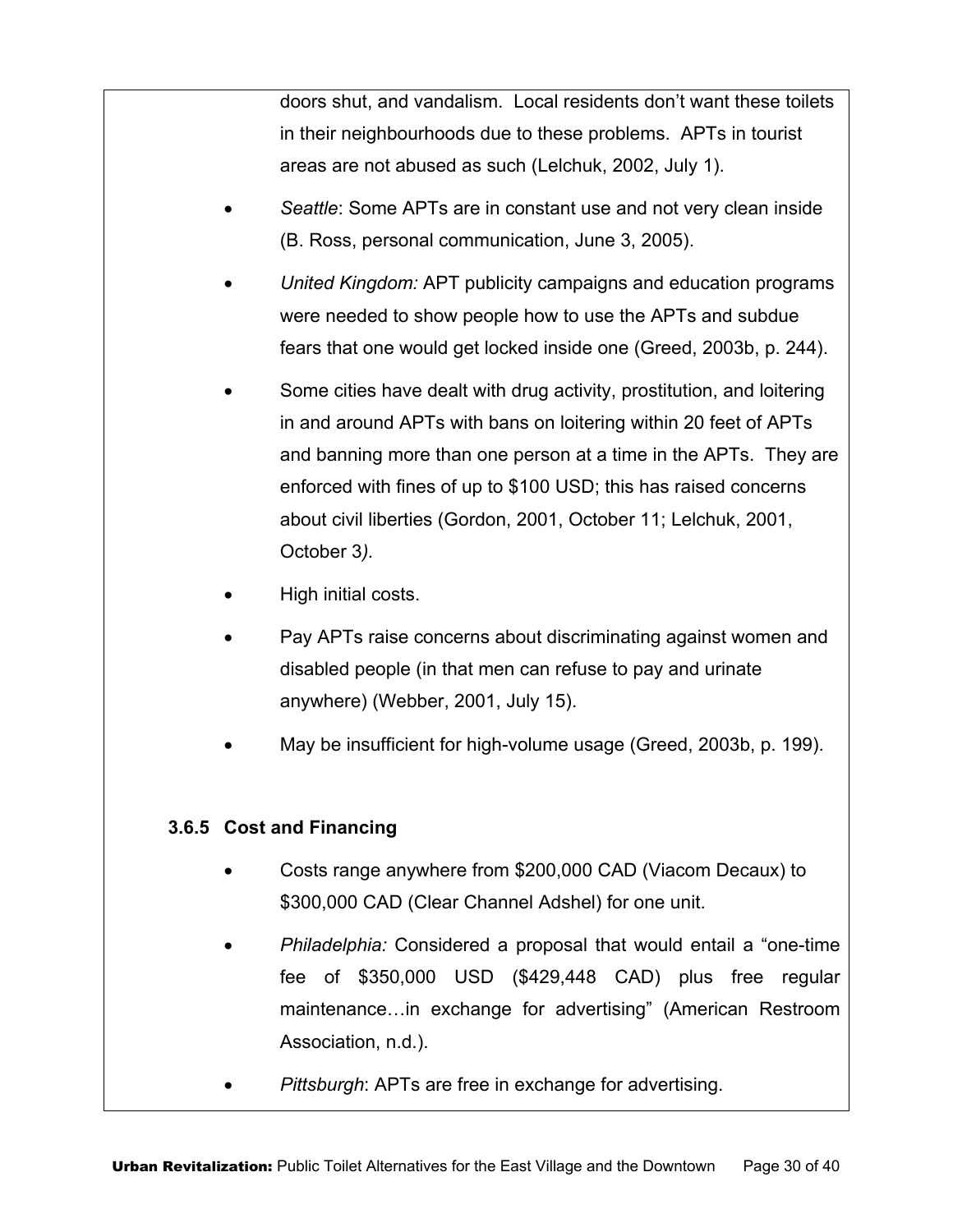doors shut, and vandalism. Local residents don't want these toilets in their neighbourhoods due to these problems. APTs in tourist areas are not abused as such (Lelchuk, 2002, July 1).

- *Seattle*: Some APTs are in constant use and not very clean inside (B. Ross, personal communication, June 3, 2005).
- *United Kingdom:* APT publicity campaigns and education programs were needed to show people how to use the APTs and subdue fears that one would get locked inside one (Greed, 2003b, p. 244).
- Some cities have dealt with drug activity, prostitution, and loitering in and around APTs with bans on loitering within 20 feet of APTs and banning more than one person at a time in the APTs. They are enforced with fines of up to $100 USD; this has raised concerns about civil liberties (Gordon, 2001, October 11; Lelchuk, 2001, October 3).
- High initial costs.
- Pay APTs raise concerns about discriminating against women and disabled people (in that men can refuse to pay and urinate anywhere) (Webber, 2001, July 15).
- May be insufficient for high-volume usage (Greed, 2003b, p. 199).

### 3.6.5 Cost and Financing

- Costs range anywhere from $200,000 CAD (Viacom Decaux) to $300,000 CAD (Clear Channel Adshel) for one unit.
- *Philadelphia:* Considered a proposal that would entail a "one-time fee of $350,000 USD ($429,448 CAD) plus free regular maintenance…in exchange for advertising" (American Restroom Association, n.d.).
- *Pittsburgh*: APTs are free in exchange for advertising.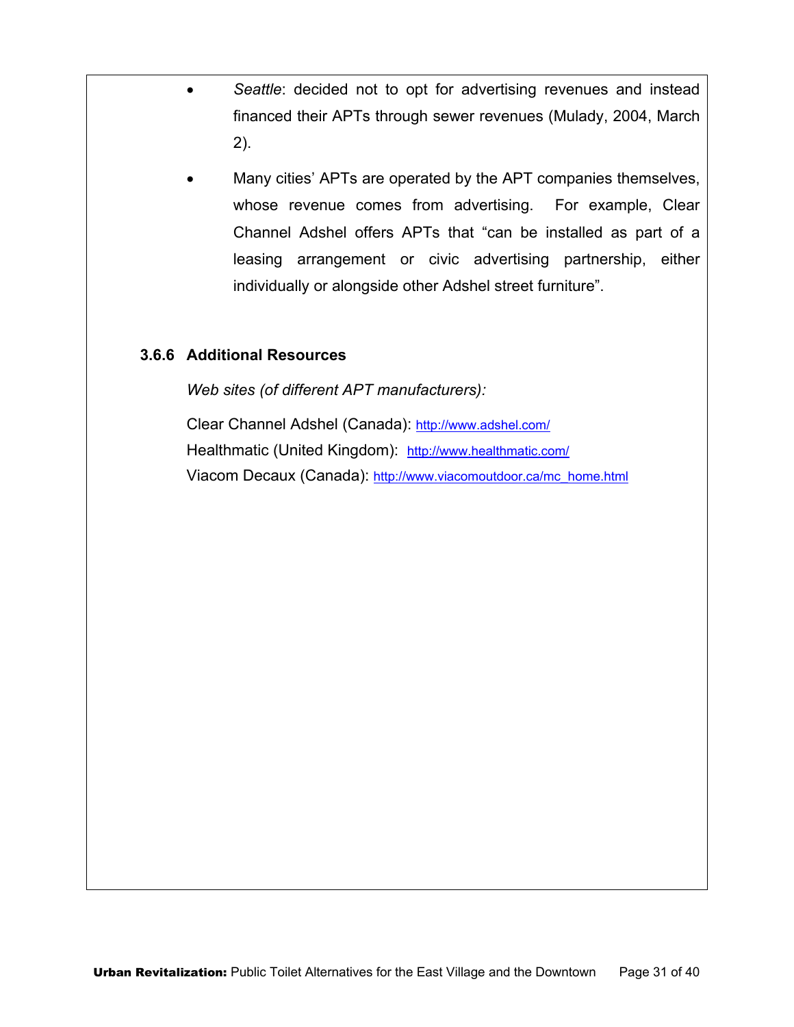- *Seattle*: decided not to opt for advertising revenues and instead financed their APTs through sewer revenues (Mulady, 2004, March 2).
- Many cities' APTs are operated by the APT companies themselves, whose revenue comes from advertising. For example, Clear Channel Adshel offers APTs that "can be installed as part of a leasing arrangement or civic advertising partnership, either individually or alongside other Adshel street furniture".

### 3.6.6 Additional Resources

*Web sites (of different APT manufacturers):*

Clear Channel Adshel (Canada): http://www.adshel.com/
Healthmatic (United Kingdom): http://www.healthmatic.com/
Viacom Decaux (Canada): http://www.viacomoutdoor.ca/mc_home.html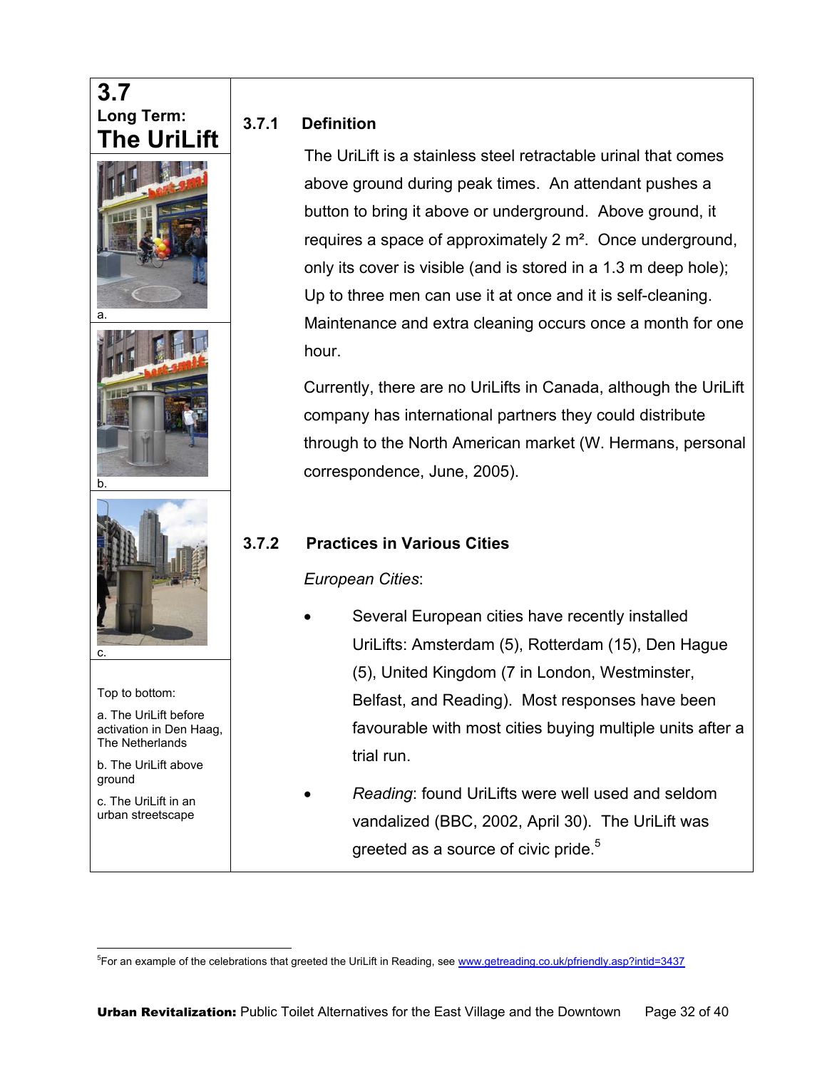## 3.7 Long Term: The UriLift

a.

b.

c.

Top to bottom:

a. The UriLift before activation in Den Haag, The Netherlands

b. The UriLift above ground

c. The UriLift in an urban streetscape

### 3.7.1 Definition

The UriLift is a stainless steel retractable urinal that comes above ground during peak times. An attendant pushes a button to bring it above or underground. Above ground, it requires a space of approximately 2 m². Once underground, only its cover is visible (and is stored in a 1.3 m deep hole); Up to three men can use it at once and it is self-cleaning. Maintenance and extra cleaning occurs once a month for one hour.

Currently, there are no UriLifts in Canada, although the UriLift company has international partners they could distribute through to the North American market (W. Hermans, personal correspondence, June, 2005).

### 3.7.2 Practices in Various Cities

*European Cities*:

- Several European cities have recently installed UriLifts: Amsterdam (5), Rotterdam (15), Den Hague (5), United Kingdom (7 in London, Westminster, Belfast, and Reading). Most responses have been favourable with most cities buying multiple units after a trial run.
- *Reading*: found UriLifts were well used and seldom vandalized (BBC, 2002, April 30). The UriLift was greeted as a source of civic pride.[5]

[5] For an example of the celebrations that greeted the UriLift in Reading, see www.getreading.co.uk/pfriendly.asp?intid=3437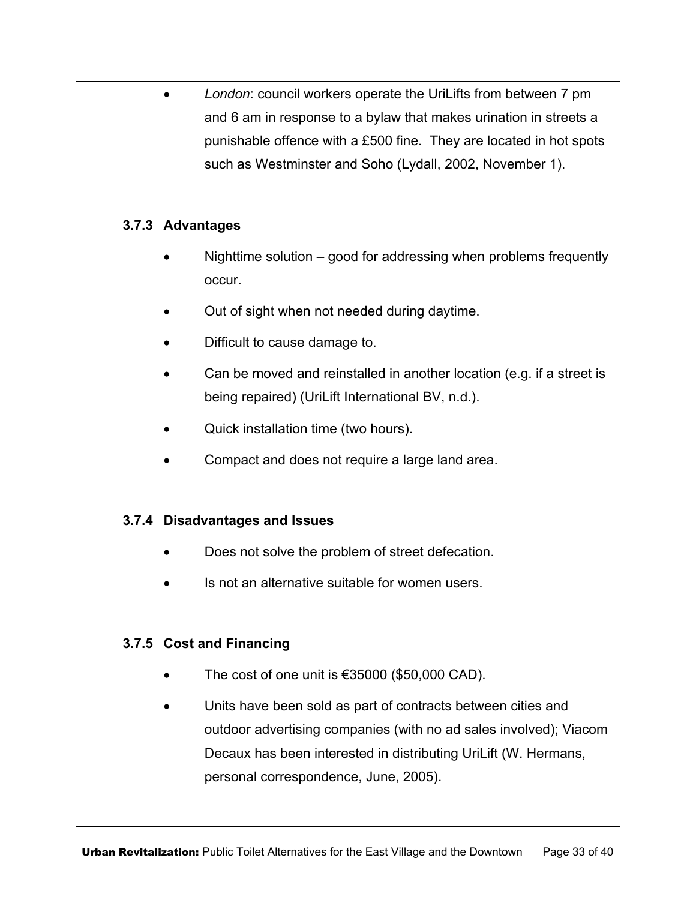- *London*: council workers operate the UriLifts from between 7 pm and 6 am in response to a bylaw that makes urination in streets a punishable offence with a £500 fine. They are located in hot spots such as Westminster and Soho (Lydall, 2002, November 1).

### 3.7.3 Advantages

- Nighttime solution – good for addressing when problems frequently occur.
- Out of sight when not needed during daytime.
- Difficult to cause damage to.
- Can be moved and reinstalled in another location (e.g. if a street is being repaired) (UriLift International BV, n.d.).
- Quick installation time (two hours).
- Compact and does not require a large land area.

### 3.7.4 Disadvantages and Issues

- Does not solve the problem of street defecation.
- Is not an alternative suitable for women users.

### 3.7.5 Cost and Financing

- The cost of one unit is €35000 ($50,000 CAD).
- Units have been sold as part of contracts between cities and outdoor advertising companies (with no ad sales involved); Viacom Decaux has been interested in distributing UriLift (W. Hermans, personal correspondence, June, 2005).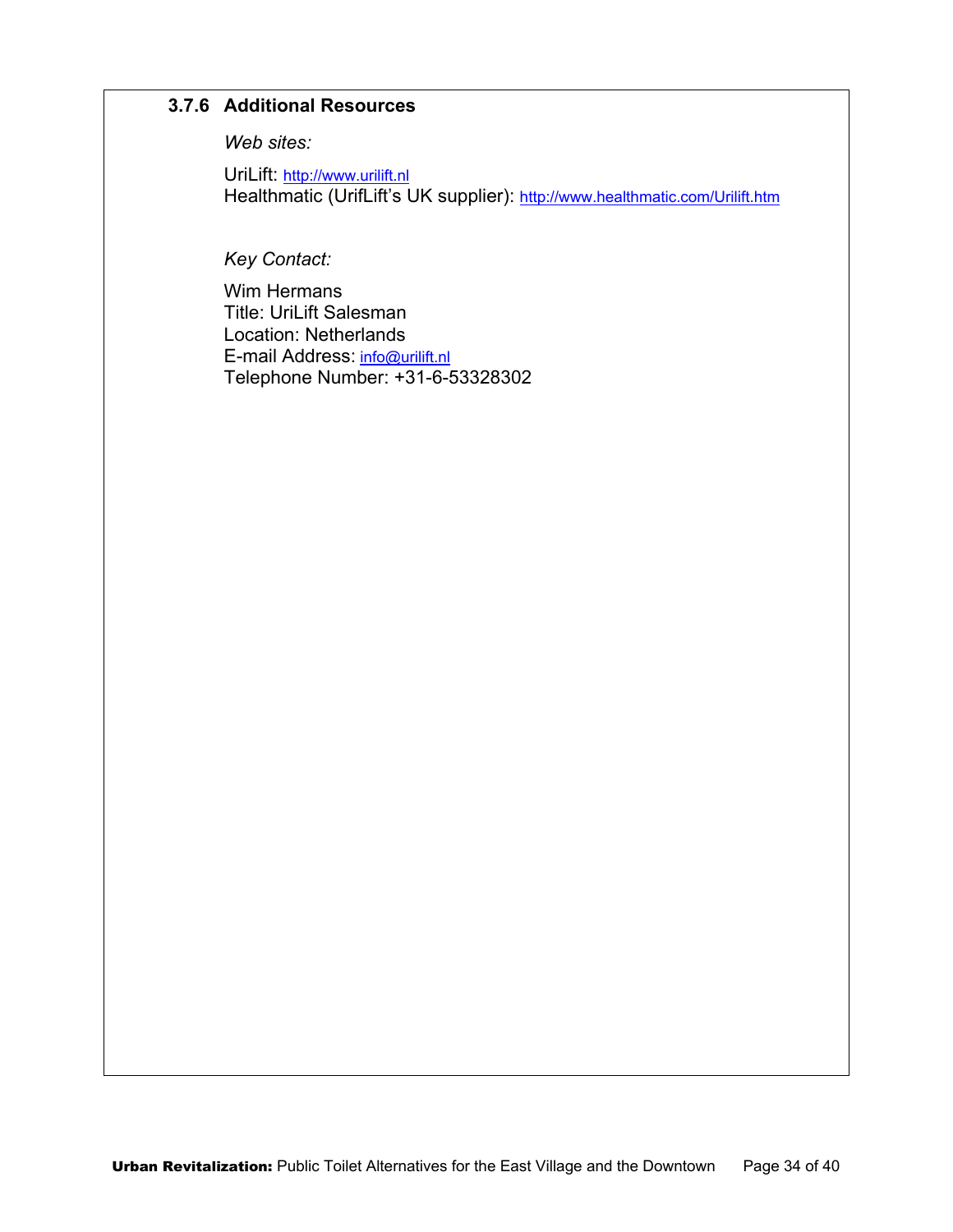### 3.7.6 Additional Resources

*Web sites:*

UriLift: http://www.urilift.nl
Healthmatic (UrifLift's UK supplier): http://www.healthmatic.com/Urilift.htm

*Key Contact:*

Wim Hermans
Title: UriLift Salesman
Location: Netherlands
E-mail Address: info@urilift.nl
Telephone Number: +31-6-53328302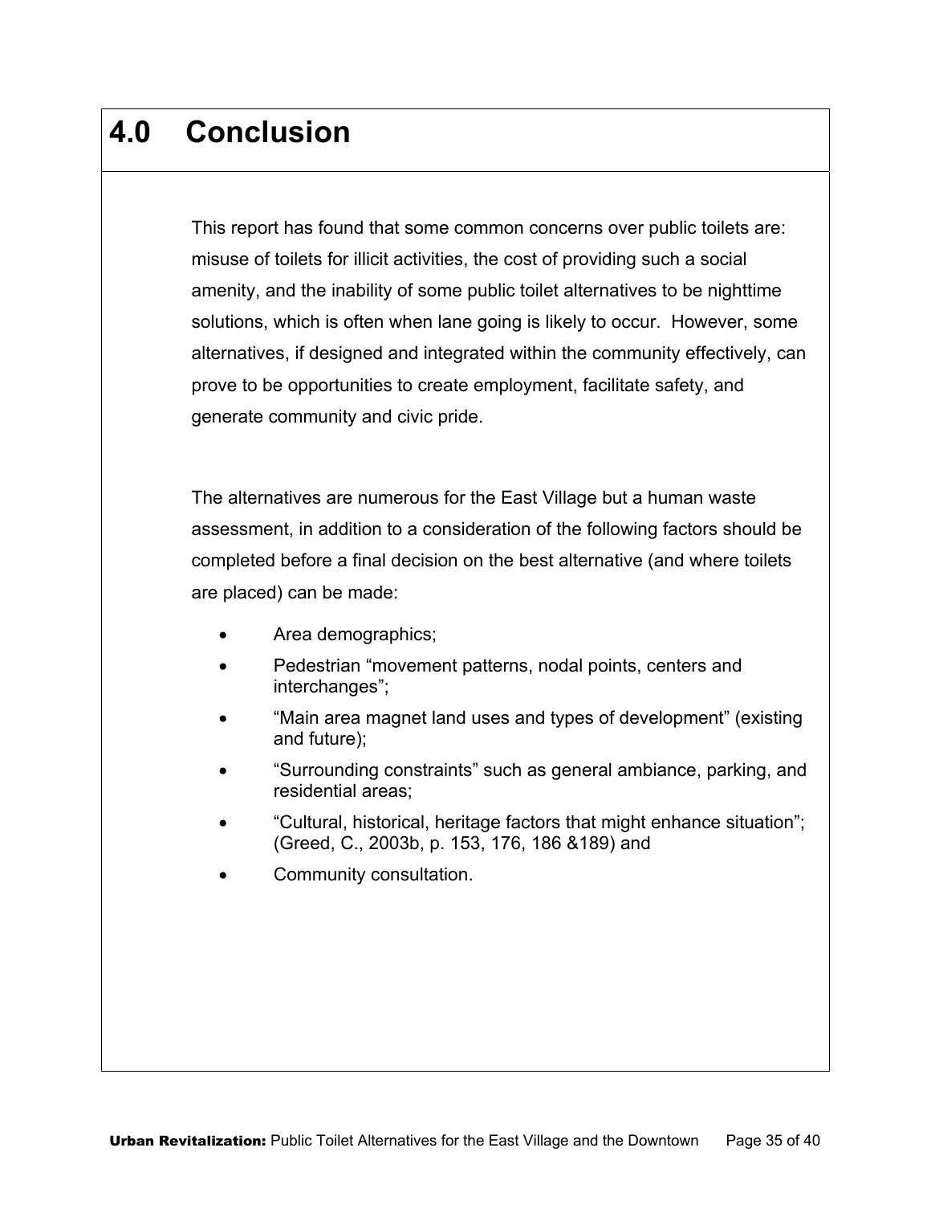# 4.0 Conclusion

This report has found that some common concerns over public toilets are: misuse of toilets for illicit activities, the cost of providing such a social amenity, and the inability of some public toilet alternatives to be nighttime solutions, which is often when lane going is likely to occur. However, some alternatives, if designed and integrated within the community effectively, can prove to be opportunities to create employment, facilitate safety, and generate community and civic pride.

The alternatives are numerous for the East Village but a human waste assessment, in addition to a consideration of the following factors should be completed before a final decision on the best alternative (and where toilets are placed) can be made:

- Area demographics;
- Pedestrian "movement patterns, nodal points, centers and interchanges";
- "Main area magnet land uses and types of development" (existing and future);
- "Surrounding constraints" such as general ambiance, parking, and residential areas;
- "Cultural, historical, heritage factors that might enhance situation"; (Greed, C., 2003b, p. 153, 176, 186 &189) and
- Community consultation.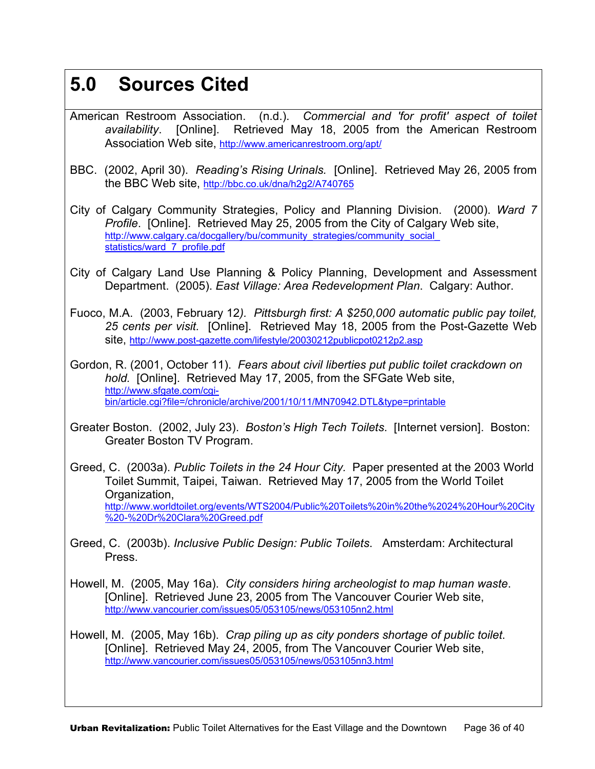# 5.0 Sources Cited

American Restroom Association. (n.d.). *Commercial and 'for profit' aspect of toilet availability*. [Online]. Retrieved May 18, 2005 from the American Restroom Association Web site, http://www.americanrestroom.org/apt/

BBC. (2002, April 30). *Reading's Rising Urinals.* [Online]. Retrieved May 26, 2005 from the BBC Web site, http://bbc.co.uk/dna/h2g2/A740765

City of Calgary Community Strategies, Policy and Planning Division. (2000). *Ward 7 Profile*. [Online]. Retrieved May 25, 2005 from the City of Calgary Web site, http://www.calgary.ca/docgallery/bu/community_strategies/community_social_statistics/ward_7_profile.pdf

City of Calgary Land Use Planning & Policy Planning, Development and Assessment Department. (2005). *East Village: Area Redevelopment Plan*. Calgary: Author.

Fuoco, M.A. (2003, February 12). *Pittsburgh first: A $250,000 automatic public pay toilet, 25 cents per visit.* [Online]. Retrieved May 18, 2005 from the Post-Gazette Web site, http://www.post-gazette.com/lifestyle/20030212publicpot0212p2.asp

Gordon, R. (2001, October 11). *Fears about civil liberties put public toilet crackdown on hold.* [Online]. Retrieved May 17, 2005, from the SFGate Web site, http://www.sfgate.com/cgi-bin/article.cgi?file=/chronicle/archive/2001/10/11/MN70942.DTL&type=printable

Greater Boston. (2002, July 23). *Boston's High Tech Toilets*. [Internet version]. Boston: Greater Boston TV Program.

Greed, C. (2003a). *Public Toilets in the 24 Hour City.* Paper presented at the 2003 World Toilet Summit, Taipei, Taiwan. Retrieved May 17, 2005 from the World Toilet Organization, http://www.worldtoilet.org/events/WTS2004/Public%20Toilets%20in%20the%2024%20Hour%20City%20-%20Dr%20Clara%20Greed.pdf

Greed, C. (2003b). *Inclusive Public Design: Public Toilets*. Amsterdam: Architectural Press.

Howell, M. (2005, May 16a). *City considers hiring archeologist to map human waste*. [Online]. Retrieved June 23, 2005 from The Vancouver Courier Web site, http://www.vancourier.com/issues05/053105/news/053105nn2.html

Howell, M. (2005, May 16b). *Crap piling up as city ponders shortage of public toilet*. [Online]. Retrieved May 24, 2005, from The Vancouver Courier Web site, http://www.vancourier.com/issues05/053105/news/053105nn3.html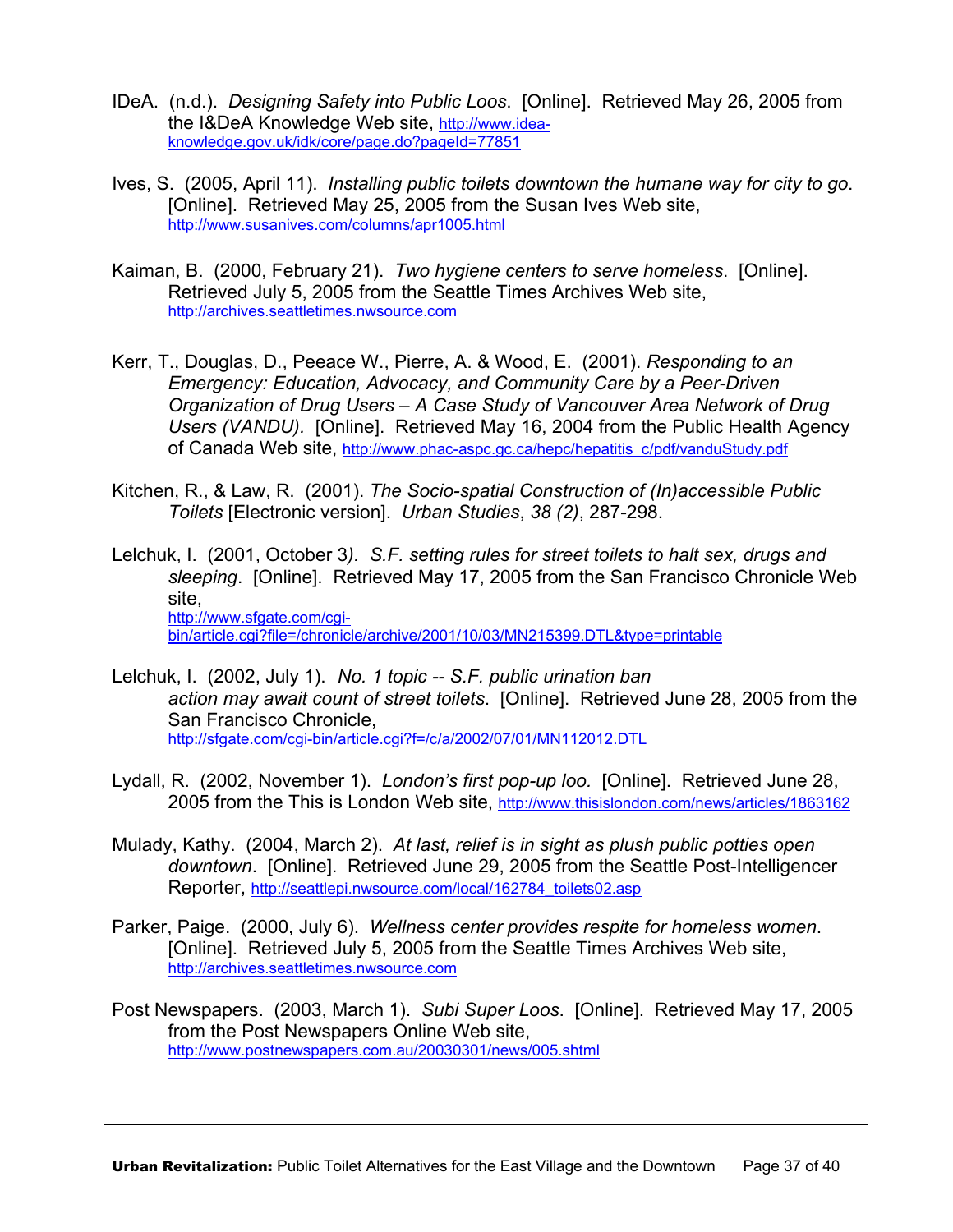IDeA. (n.d.). *Designing Safety into Public Loos*. [Online]. Retrieved May 26, 2005 from the I&DeA Knowledge Web site, http://www.idea-knowledge.gov.uk/idk/core/page.do?pageId=77851

Ives, S. (2005, April 11). *Installing public toilets downtown the humane way for city to go*. [Online]. Retrieved May 25, 2005 from the Susan Ives Web site, http://www.susanives.com/columns/apr1005.html

Kaiman, B. (2000, February 21). *Two hygiene centers to serve homeless*. [Online]. Retrieved July 5, 2005 from the Seattle Times Archives Web site, http://archives.seattletimes.nwsource.com

Kerr, T., Douglas, D., Peeace W., Pierre, A. & Wood, E. (2001). *Responding to an Emergency: Education, Advocacy, and Community Care by a Peer-Driven Organization of Drug Users – A Case Study of Vancouver Area Network of Drug Users (VANDU).* [Online]. Retrieved May 16, 2004 from the Public Health Agency of Canada Web site, http://www.phac-aspc.gc.ca/hepc/hepatitis_c/pdf/vanduStudy.pdf

Kitchen, R., & Law, R. (2001). *The Socio-spatial Construction of (In)accessible Public Toilets* [Electronic version]. *Urban Studies*, *38 (2)*, 287-298.

Lelchuk, I. (2001, October 3*). S.F. setting rules for street toilets to halt sex, drugs and sleeping*. [Online]. Retrieved May 17, 2005 from the San Francisco Chronicle Web site, http://www.sfgate.com/cgi-bin/article.cgi?file=/chronicle/archive/2001/10/03/MN215399.DTL&type=printable

Lelchuk, I. (2002, July 1). *No. 1 topic -- S.F. public urination ban action may await count of street toilets*. [Online]. Retrieved June 28, 2005 from the San Francisco Chronicle, http://sfgate.com/cgi-bin/article.cgi?f=/c/a/2002/07/01/MN112012.DTL

Lydall, R. (2002, November 1). *London's first pop-up loo.* [Online]. Retrieved June 28, 2005 from the This is London Web site, http://www.thisislondon.com/news/articles/1863162

Mulady, Kathy. (2004, March 2). *At last, relief is in sight as plush public potties open downtown*. [Online]. Retrieved June 29, 2005 from the Seattle Post-Intelligencer Reporter, http://seattlepi.nwsource.com/local/162784_toilets02.asp

Parker, Paige. (2000, July 6). *Wellness center provides respite for homeless women*. [Online]. Retrieved July 5, 2005 from the Seattle Times Archives Web site, http://archives.seattletimes.nwsource.com

Post Newspapers. (2003, March 1). *Subi Super Loos*. [Online]. Retrieved May 17, 2005 from the Post Newspapers Online Web site, http://www.postnewspapers.com.au/20030301/news/005.shtml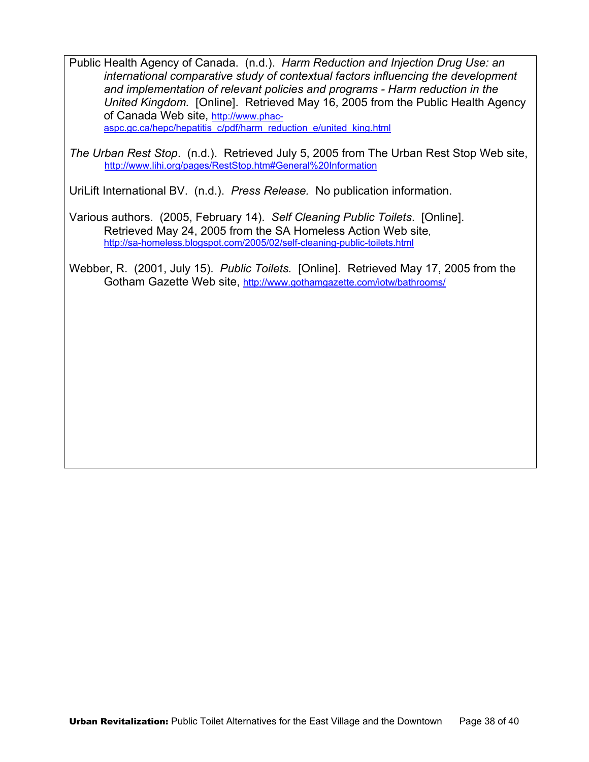Public Health Agency of Canada. (n.d.). *Harm Reduction and Injection Drug Use: an international comparative study of contextual factors influencing the development and implementation of relevant policies and programs - Harm reduction in the United Kingdom.* [Online]. Retrieved May 16, 2005 from the Public Health Agency of Canada Web site, http://www.phac-aspc.gc.ca/hepc/hepatitis_c/pdf/harm_reduction_e/united_king.html

*The Urban Rest Stop*. (n.d.). Retrieved July 5, 2005 from The Urban Rest Stop Web site, http://www.lihi.org/pages/RestStop.htm#General%20Information

UriLift International BV. (n.d.). *Press Release.* No publication information.

Various authors. (2005, February 14). *Self Cleaning Public Toilets*. [Online]. Retrieved May 24, 2005 from the SA Homeless Action Web site, http://sa-homeless.blogspot.com/2005/02/self-cleaning-public-toilets.html

Webber, R. (2001, July 15). *Public Toilets.* [Online]. Retrieved May 17, 2005 from the Gotham Gazette Web site, http://www.gothamgazette.com/iotw/bathrooms/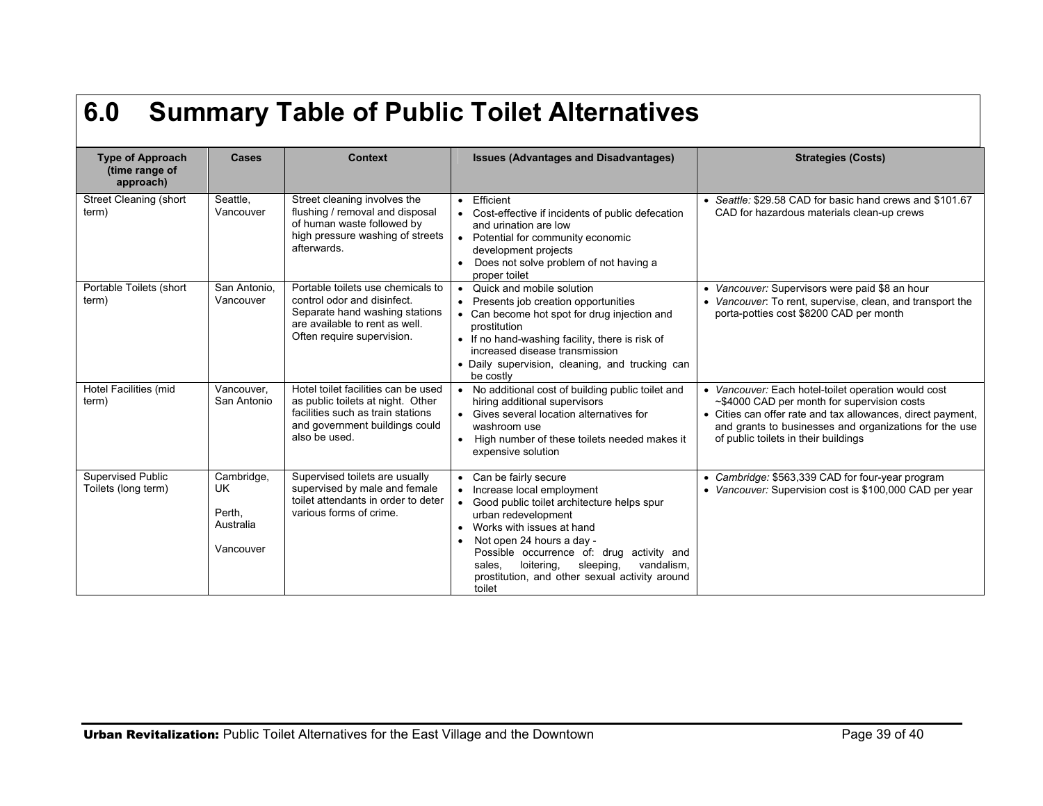# 6.0 Summary Table of Public Toilet Alternatives

| Type of Approach (time range of approach) | Cases | Context | Issues (Advantages and Disadvantages) | Strategies (Costs) |
|---|---|---|---|---|
| Street Cleaning (short term) | Seattle, Vancouver | Street cleaning involves the flushing / removal and disposal of human waste followed by high pressure washing of streets afterwards. | • Efficient<br>• Cost-effective if incidents of public defecation and urination are low<br>• Potential for community economic development projects<br>• Does not solve problem of not having a proper toilet | • *Seattle:* $29.58 CAD for basic hand crews and $101.67 CAD for hazardous materials clean-up crews |
| Portable Toilets (short term) | San Antonio, Vancouver | Portable toilets use chemicals to control odor and disinfect. Separate hand washing stations are available to rent as well. Often require supervision. | • Quick and mobile solution<br>• Presents job creation opportunities<br>• Can become hot spot for drug injection and prostitution<br>• If no hand-washing facility, there is risk of increased disease transmission<br>• Daily supervision, cleaning, and trucking can be costly | • *Vancouver:* Supervisors were paid $8 an hour<br>• *Vancouver*: To rent, supervise, clean, and transport the porta-potties cost $8200 CAD per month |
| Hotel Facilities (mid term) | Vancouver, San Antonio | Hotel toilet facilities can be used as public toilets at night. Other facilities such as train stations and government buildings could also be used. | • No additional cost of building public toilet and hiring additional supervisors<br>• Gives several location alternatives for washroom use<br>• High number of these toilets needed makes it expensive solution | • *Vancouver:* Each hotel-toilet operation would cost ~$4000 CAD per month for supervision costs<br>• Cities can offer rate and tax allowances, direct payment, and grants to businesses and organizations for the use of public toilets in their buildings |
| Supervised Public Toilets (long term) | Cambridge, UK<br><br>Perth, Australia<br><br>Vancouver | Supervised toilets are usually supervised by male and female toilet attendants in order to deter various forms of crime. | • Can be fairly secure<br>• Increase local employment<br>• Good public toilet architecture helps spur urban redevelopment<br>• Works with issues at hand<br>• Not open 24 hours a day - Possible occurrence of: drug activity and sales, loitering, sleeping, vandalism, prostitution, and other sexual activity around toilet | • *Cambridge:* $563,339 CAD for four-year program<br>• *Vancouver:* Supervision cost is $100,000 CAD per year |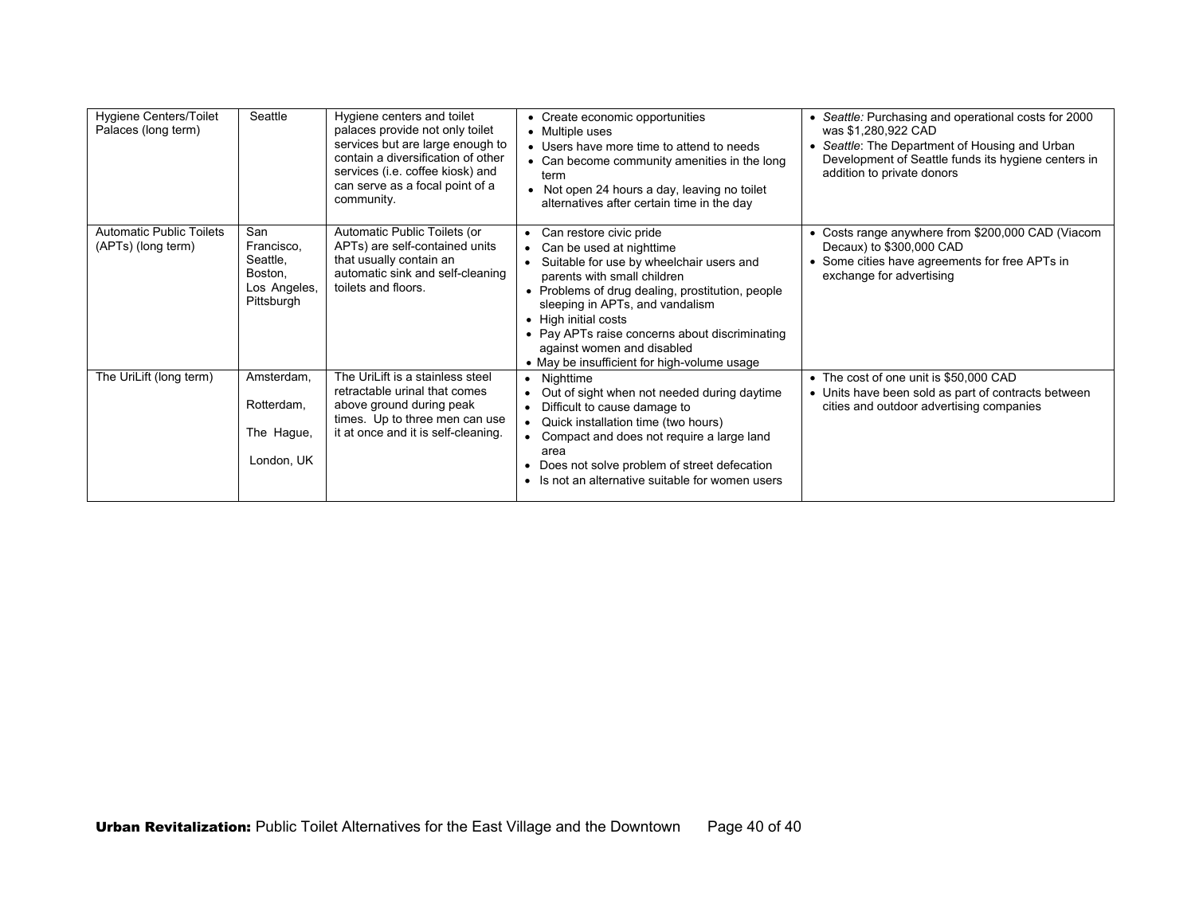| | | | | |
|---|---|---|---|---|
| Hygiene Centers/Toilet Palaces (long term) | Seattle | Hygiene centers and toilet palaces provide not only toilet services but are large enough to contain a diversification of other services (i.e. coffee kiosk) and can serve as a focal point of a community. | • Create economic opportunities<br>• Multiple uses<br>• Users have more time to attend to needs<br>• Can become community amenities in the long term<br>• Not open 24 hours a day, leaving no toilet alternatives after certain time in the day | • *Seattle:* Purchasing and operational costs for 2000 was \$1,280,922 CAD<br>• *Seattle*: The Department of Housing and Urban Development of Seattle funds its hygiene centers in addition to private donors |
| Automatic Public Toilets (APTs) (long term) | San Francisco, Seattle, Boston, Los Angeles, Pittsburgh | Automatic Public Toilets (or APTs) are self-contained units that usually contain an automatic sink and self-cleaning toilets and floors. | • Can restore civic pride<br>• Can be used at nighttime<br>• Suitable for use by wheelchair users and parents with small children<br>• Problems of drug dealing, prostitution, people sleeping in APTs, and vandalism<br>• High initial costs<br>• Pay APTs raise concerns about discriminating against women and disabled<br>• May be insufficient for high-volume usage | • Costs range anywhere from \$200,000 CAD (Viacom Decaux) to \$300,000 CAD<br>• Some cities have agreements for free APTs in exchange for advertising |
| The UriLift (long term) | Amsterdam, Rotterdam, The Hague, London, UK | The UriLift is a stainless steel retractable urinal that comes above ground during peak times. Up to three men can use it at once and it is self-cleaning. | • Nighttime<br>• Out of sight when not needed during daytime<br>• Difficult to cause damage to<br>• Quick installation time (two hours)<br>• Compact and does not require a large land area<br>• Does not solve problem of street defecation<br>• Is not an alternative suitable for women users | • The cost of one unit is \$50,000 CAD<br>• Units have been sold as part of contracts between cities and outdoor advertising companies |